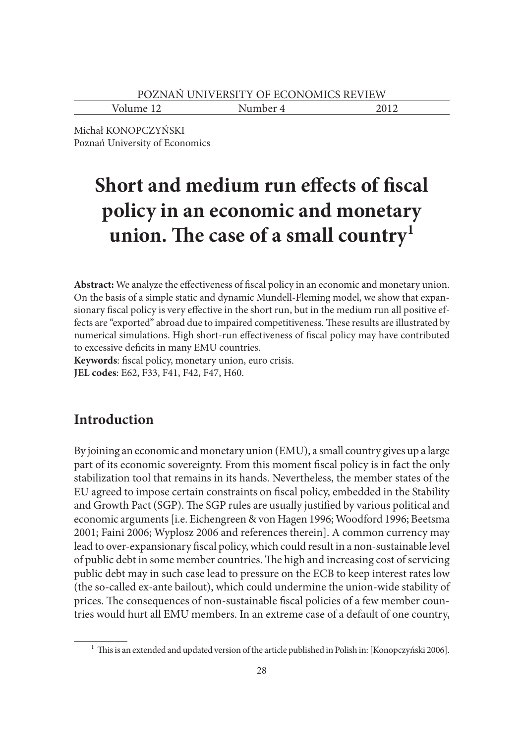Michał KONOPCZYŃSKI
Poznań University of Economics

# Short and medium run effects of fiscal policy in an economic and monetary union. The case of a small country[1]

**Abstract:** We analyze the effectiveness of fiscal policy in an economic and monetary union. On the basis of a simple static and dynamic Mundell-Fleming model, we show that expansionary fiscal policy is very effective in the short run, but in the medium run all positive effects are "exported" abroad due to impaired competitiveness. These results are illustrated by numerical simulations. High short-run effectiveness of fiscal policy may have contributed to excessive deficits in many EMU countries.

**Keywords**: fiscal policy, monetary union, euro crisis.

**JEL codes**: E62, F33, F41, F42, F47, H60.

## Introduction

By joining an economic and monetary union (EMU), a small country gives up a large part of its economic sovereignty. From this moment fiscal policy is in fact the only stabilization tool that remains in its hands. Nevertheless, the member states of the EU agreed to impose certain constraints on fiscal policy, embedded in the Stability and Growth Pact (SGP). The SGP rules are usually justified by various political and economic arguments [i.e. Eichengreen & von Hagen 1996; Woodford 1996; Beetsma 2001; Faini 2006; Wyplosz 2006 and references therein]. A common currency may lead to over-expansionary fiscal policy, which could result in a non-sustainable level of public debt in some member countries. The high and increasing cost of servicing public debt may in such case lead to pressure on the ECB to keep interest rates low (the so-called ex-ante bailout), which could undermine the union-wide stability of prices. The consequences of non-sustainable fiscal policies of a few member countries would hurt all EMU members. In an extreme case of a default of one country,

[1] This is an extended and updated version of the article published in Polish in: [Konopczyński 2006].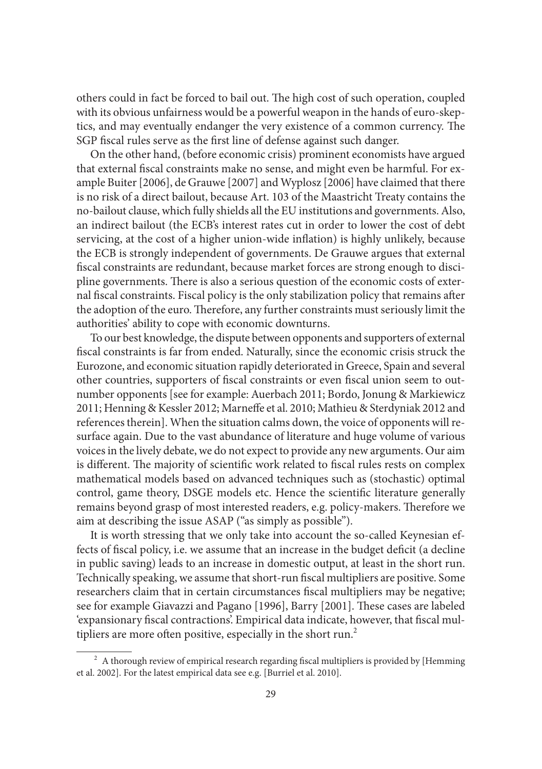others could in fact be forced to bail out. The high cost of such operation, coupled with its obvious unfairness would be a powerful weapon in the hands of euro-skeptics, and may eventually endanger the very existence of a common currency. The SGP fiscal rules serve as the first line of defense against such danger.

On the other hand, (before economic crisis) prominent economists have argued that external fiscal constraints make no sense, and might even be harmful. For example Buiter [2006], de Grauwe [2007] and Wyplosz [2006] have claimed that there is no risk of a direct bailout, because Art. 103 of the Maastricht Treaty contains the no-bailout clause, which fully shields all the EU institutions and governments. Also, an indirect bailout (the ECB's interest rates cut in order to lower the cost of debt servicing, at the cost of a higher union-wide inflation) is highly unlikely, because the ECB is strongly independent of governments. De Grauwe argues that external fiscal constraints are redundant, because market forces are strong enough to discipline governments. There is also a serious question of the economic costs of external fiscal constraints. Fiscal policy is the only stabilization policy that remains after the adoption of the euro. Therefore, any further constraints must seriously limit the authorities' ability to cope with economic downturns.

To our best knowledge, the dispute between opponents and supporters of external fiscal constraints is far from ended. Naturally, since the economic crisis struck the Eurozone, and economic situation rapidly deteriorated in Greece, Spain and several other countries, supporters of fiscal constraints or even fiscal union seem to outnumber opponents [see for example: Auerbach 2011; Bordo, Jonung & Markiewicz 2011; Henning & Kessler 2012; Marneffe et al. 2010; Mathieu & Sterdyniak 2012 and references therein]. When the situation calms down, the voice of opponents will resurface again. Due to the vast abundance of literature and huge volume of various voices in the lively debate, we do not expect to provide any new arguments. Our aim is different. The majority of scientific work related to fiscal rules rests on complex mathematical models based on advanced techniques such as (stochastic) optimal control, game theory, DSGE models etc. Hence the scientific literature generally remains beyond grasp of most interested readers, e.g. policy-makers. Therefore we aim at describing the issue ASAP ("as simply as possible").

It is worth stressing that we only take into account the so-called Keynesian effects of fiscal policy, i.e. we assume that an increase in the budget deficit (a decline in public saving) leads to an increase in domestic output, at least in the short run. Technically speaking, we assume that short-run fiscal multipliers are positive. Some researchers claim that in certain circumstances fiscal multipliers may be negative; see for example Giavazzi and Pagano [1996], Barry [2001]. These cases are labeled 'expansionary fiscal contractions'. Empirical data indicate, however, that fiscal multipliers are more often positive, especially in the short run.[2]

[2] A thorough review of empirical research regarding fiscal multipliers is provided by [Hemming et al. 2002]. For the latest empirical data see e.g. [Burriel et al. 2010].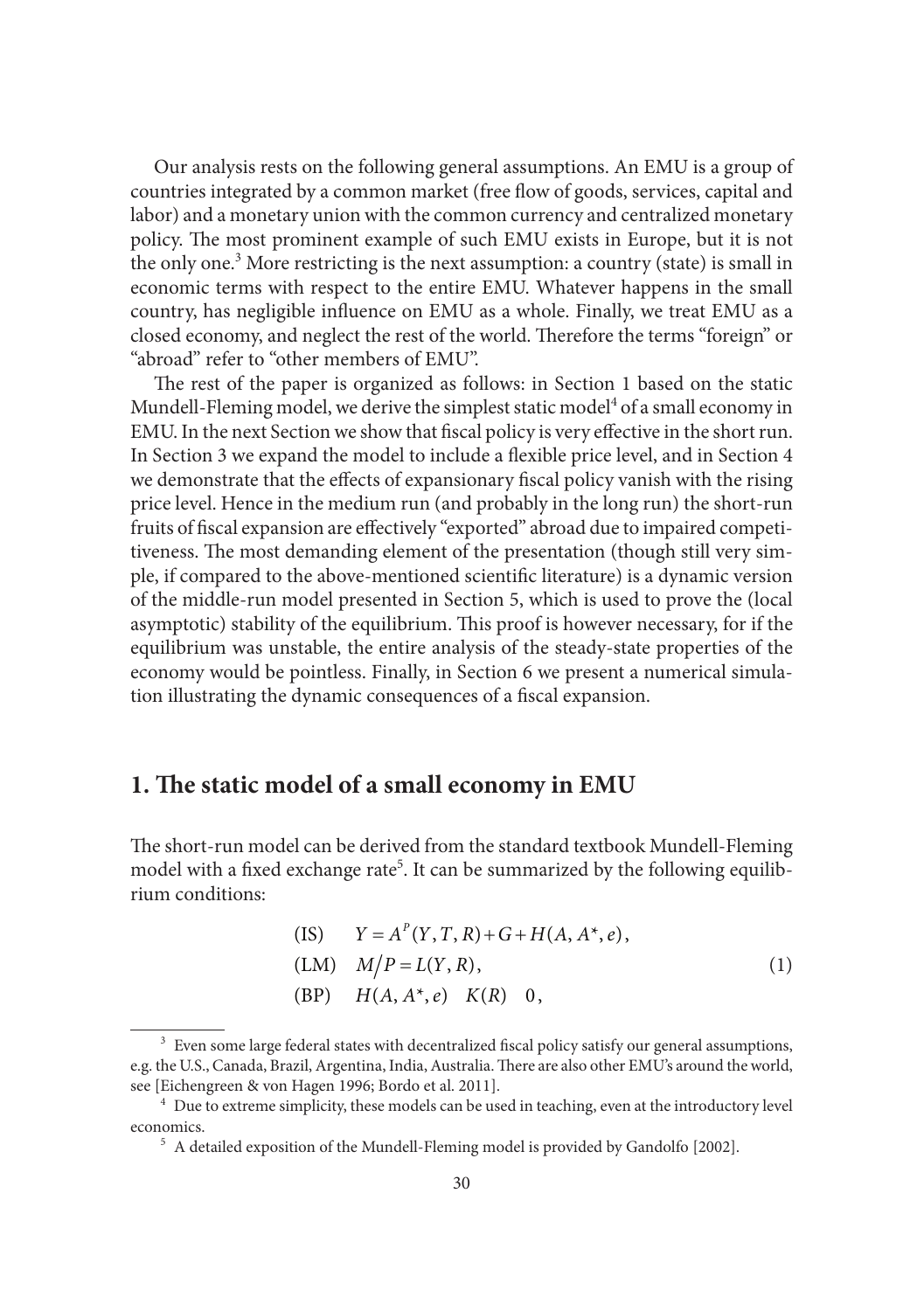Our analysis rests on the following general assumptions. An EMU is a group of countries integrated by a common market (free flow of goods, services, capital and labor) and a monetary union with the common currency and centralized monetary policy. The most prominent example of such EMU exists in Europe, but it is not the only one.[3] More restricting is the next assumption: a country (state) is small in economic terms with respect to the entire EMU. Whatever happens in the small country, has negligible influence on EMU as a whole. Finally, we treat EMU as a closed economy, and neglect the rest of the world. Therefore the terms "foreign" or "abroad" refer to "other members of EMU".

The rest of the paper is organized as follows: in Section 1 based on the static Mundell-Fleming model, we derive the simplest static model[4] of a small economy in EMU. In the next Section we show that fiscal policy is very effective in the short run. In Section 3 we expand the model to include a flexible price level, and in Section 4 we demonstrate that the effects of expansionary fiscal policy vanish with the rising price level. Hence in the medium run (and probably in the long run) the short-run fruits of fiscal expansion are effectively "exported" abroad due to impaired competitiveness. The most demanding element of the presentation (though still very simple, if compared to the above-mentioned scientific literature) is a dynamic version of the middle-run model presented in Section 5, which is used to prove the (local asymptotic) stability of the equilibrium. This proof is however necessary, for if the equilibrium was unstable, the entire analysis of the steady-state properties of the economy would be pointless. Finally, in Section 6 we present a numerical simulation illustrating the dynamic consequences of a fiscal expansion.

## 1. The static model of a small economy in EMU

The short-run model can be derived from the standard textbook Mundell-Fleming model with a fixed exchange rate[5]. It can be summarized by the following equilibrium conditions:

$$
\begin{aligned}
&\text{(IS)} \quad Y = A^P(Y, T, R) + G + H(A, A^*, e), \\
&\text{(LM)} \quad M/P = L(Y, R), \\
&\text{(BP)} \quad H(A, A^*, e) \quad K(R) \quad 0,
\end{aligned}
\tag{1}
$$

[3] Even some large federal states with decentralized fiscal policy satisfy our general assumptions, e.g. the U.S., Canada, Brazil, Argentina, India, Australia. There are also other EMU's around the world, see [Eichengreen & von Hagen 1996; Bordo et al. 2011].

[4] Due to extreme simplicity, these models can be used in teaching, even at the introductory level economics.

[5] A detailed exposition of the Mundell-Fleming model is provided by Gandolfo [2002].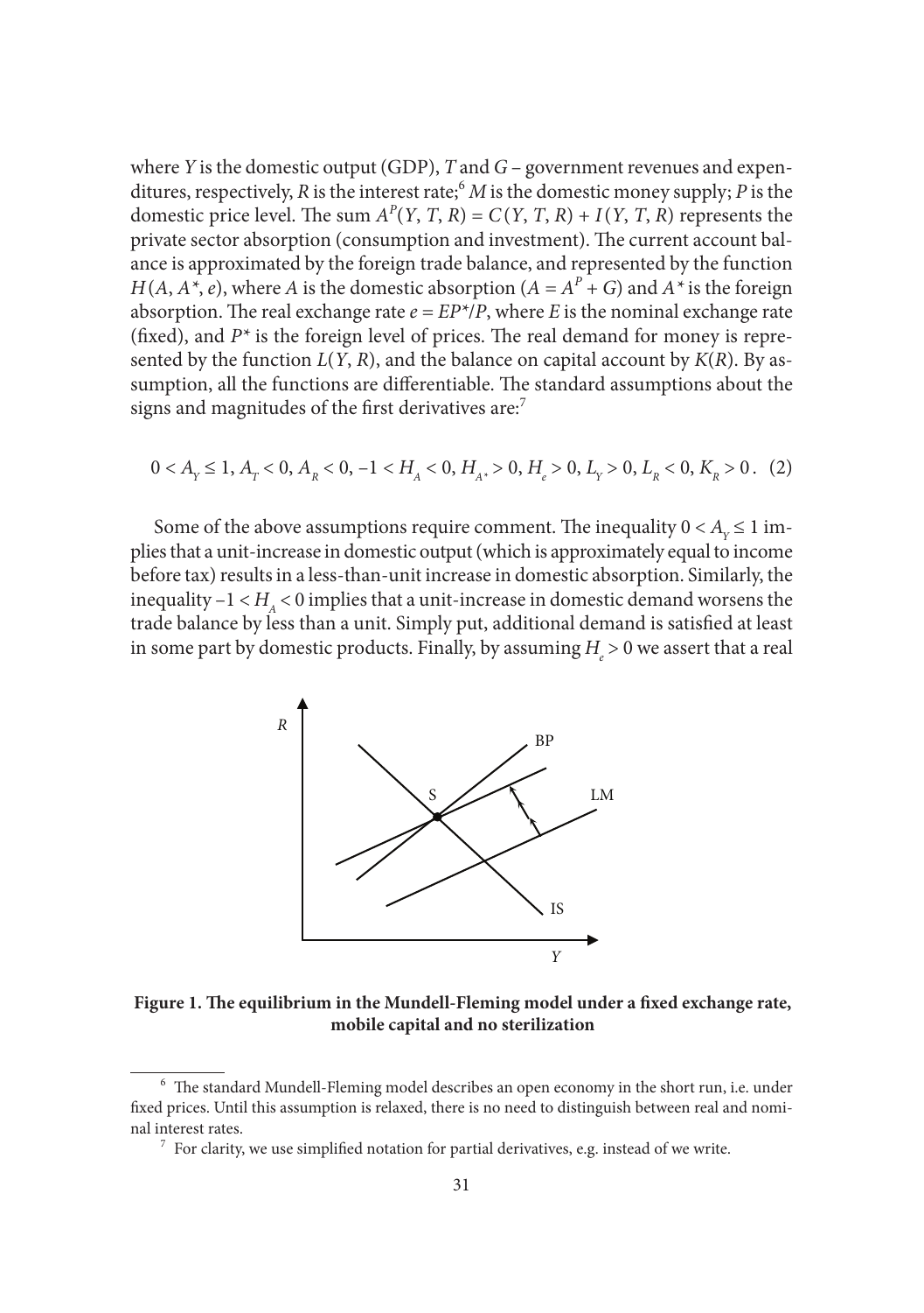where $Y$ is the domestic output (GDP), $T$ and $G$ – government revenues and expenditures, respectively, $R$ is the interest rate;[6] $M$ is the domestic money supply; $P$ is the domestic price level. The sum $A^P(Y, T, R) = C(Y, T, R) + I(Y, T, R)$ represents the private sector absorption (consumption and investment). The current account balance is approximated by the foreign trade balance, and represented by the function $H(A, A^*, e)$, where $A$ is the domestic absorption ($A = A^P + G$) and $A^*$ is the foreign absorption. The real exchange rate $e = EP^*/P$, where $E$ is the nominal exchange rate (fixed), and $P^*$ is the foreign level of prices. The real demand for money is represented by the function $L(Y, R)$, and the balance on capital account by $K(R)$. By assumption, all the functions are differentiable. The standard assumptions about the signs and magnitudes of the first derivatives are:[7]

$$0 < A_Y \leq 1,\ A_T < 0,\ A_R < 0,\ -1 < H_A < 0,\ H_{A^*} > 0,\ H_e > 0,\ L_Y > 0,\ L_R < 0,\ K_R > 0. \quad (2)$$

Some of the above assumptions require comment. The inequality $0 < A_Y \leq 1$ implies that a unit-increase in domestic output (which is approximately equal to income before tax) results in a less-than-unit increase in domestic absorption. Similarly, the inequality $-1 < H_A < 0$ implies that a unit-increase in domestic demand worsens the trade balance by less than a unit. Simply put, additional demand is satisfied at least in some part by domestic products. Finally, by assuming $H_e > 0$ we assert that a real

**Figure 1. The equilibrium in the Mundell-Fleming model under a fixed exchange rate, mobile capital and no sterilization**

[6] The standard Mundell-Fleming model describes an open economy in the short run, i.e. under fixed prices. Until this assumption is relaxed, there is no need to distinguish between real and nominal interest rates.

[7] For clarity, we use simplified notation for partial derivatives, e.g. instead of we write.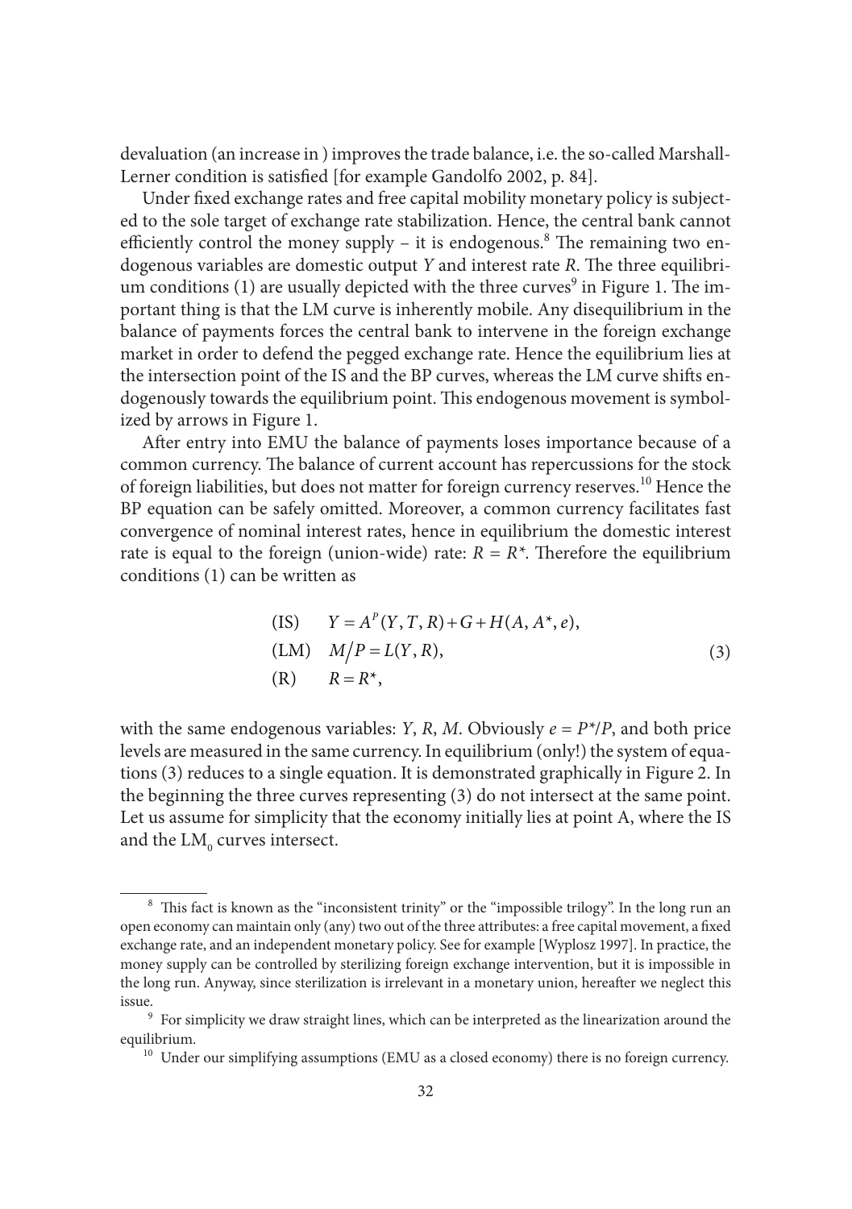devaluation (an increase in ) improves the trade balance, i.e. the so-called Marshall-Lerner condition is satisfied [for example Gandolfo 2002, p. 84].

Under fixed exchange rates and free capital mobility monetary policy is subjected to the sole target of exchange rate stabilization. Hence, the central bank cannot efficiently control the money supply – it is endogenous.[8] The remaining two endogenous variables are domestic output $Y$ and interest rate $R$. The three equilibrium conditions (1) are usually depicted with the three curves[9] in Figure 1. The important thing is that the LM curve is inherently mobile. Any disequilibrium in the balance of payments forces the central bank to intervene in the foreign exchange market in order to defend the pegged exchange rate. Hence the equilibrium lies at the intersection point of the IS and the BP curves, whereas the LM curve shifts endogenously towards the equilibrium point. This endogenous movement is symbolized by arrows in Figure 1.

After entry into EMU the balance of payments loses importance because of a common currency. The balance of current account has repercussions for the stock of foreign liabilities, but does not matter for foreign currency reserves.[10] Hence the BP equation can be safely omitted. Moreover, a common currency facilitates fast convergence of nominal interest rates, hence in equilibrium the domestic interest rate is equal to the foreign (union-wide) rate: $R = R^*$. Therefore the equilibrium conditions (1) can be written as

$$
\begin{aligned}
&\text{(IS)} \quad Y = A^P(Y, T, R) + G + H(A, A^*, e), \\
&\text{(LM)} \quad M/P = L(Y, R), \\
&\text{(R)} \quad R = R^*,
\end{aligned}
\tag{3}
$$

with the same endogenous variables: $Y$, $R$, $M$. Obviously $e = P^*/P$, and both price levels are measured in the same currency. In equilibrium (only!) the system of equations (3) reduces to a single equation. It is demonstrated graphically in Figure 2. In the beginning the three curves representing (3) do not intersect at the same point. Let us assume for simplicity that the economy initially lies at point A, where the IS and the $LM_0$ curves intersect.

---

[8] This fact is known as the "inconsistent trinity" or the "impossible trilogy". In the long run an open economy can maintain only (any) two out of the three attributes: a free capital movement, a fixed exchange rate, and an independent monetary policy. See for example [Wyplosz 1997]. In practice, the money supply can be controlled by sterilizing foreign exchange intervention, but it is impossible in the long run. Anyway, since sterilization is irrelevant in a monetary union, hereafter we neglect this issue.

[9] For simplicity we draw straight lines, which can be interpreted as the linearization around the equilibrium.

[10] Under our simplifying assumptions (EMU as a closed economy) there is no foreign currency.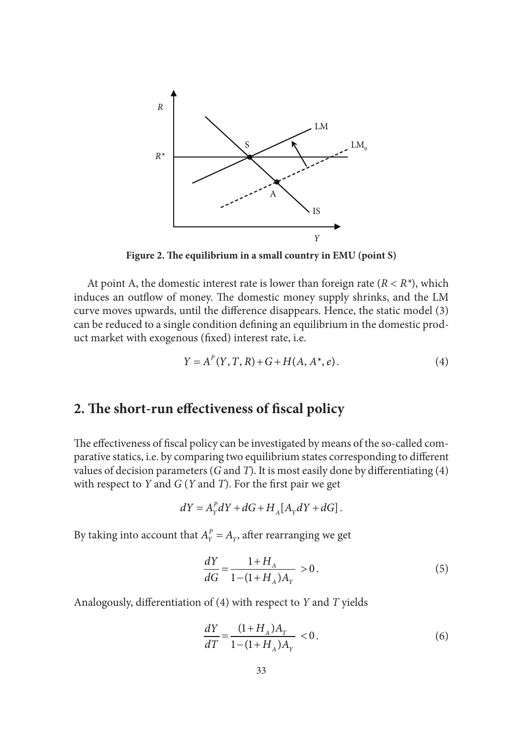**Figure 2. The equilibrium in a small country in EMU (point S)**

At point A, the domestic interest rate is lower than foreign rate ($R < R^*$), which induces an outflow of money. The domestic money supply shrinks, and the LM curve moves upwards, until the difference disappears. Hence, the static model (3) can be reduced to a single condition defining an equilibrium in the domestic product market with exogenous (fixed) interest rate, i.e.

$$Y = A^P(Y, T, R) + G + H(A, A^*, e). \tag{4}$$

## 2. The short-run effectiveness of fiscal policy

The effectiveness of fiscal policy can be investigated by means of the so-called comparative statics, i.e. by comparing two equilibrium states corresponding to different values of decision parameters ($G$ and $T$). It is most easily done by differentiating (4) with respect to $Y$ and $G$ ($Y$ and $T$). For the first pair we get

$$dY = A_Y^P dY + dG + H_A[A_Y dY + dG].$$

By taking into account that $A_Y^P = A_Y$, after rearranging we get

$$\frac{dY}{dG} = \frac{1 + H_A}{1 - (1 + H_A)A_Y} > 0. \tag{5}$$

Analogously, differentiation of (4) with respect to $Y$ and $T$ yields

$$\frac{dY}{dT} = \frac{(1 + H_A)A_T}{1 - (1 + H_A)A_Y} < 0. \tag{6}$$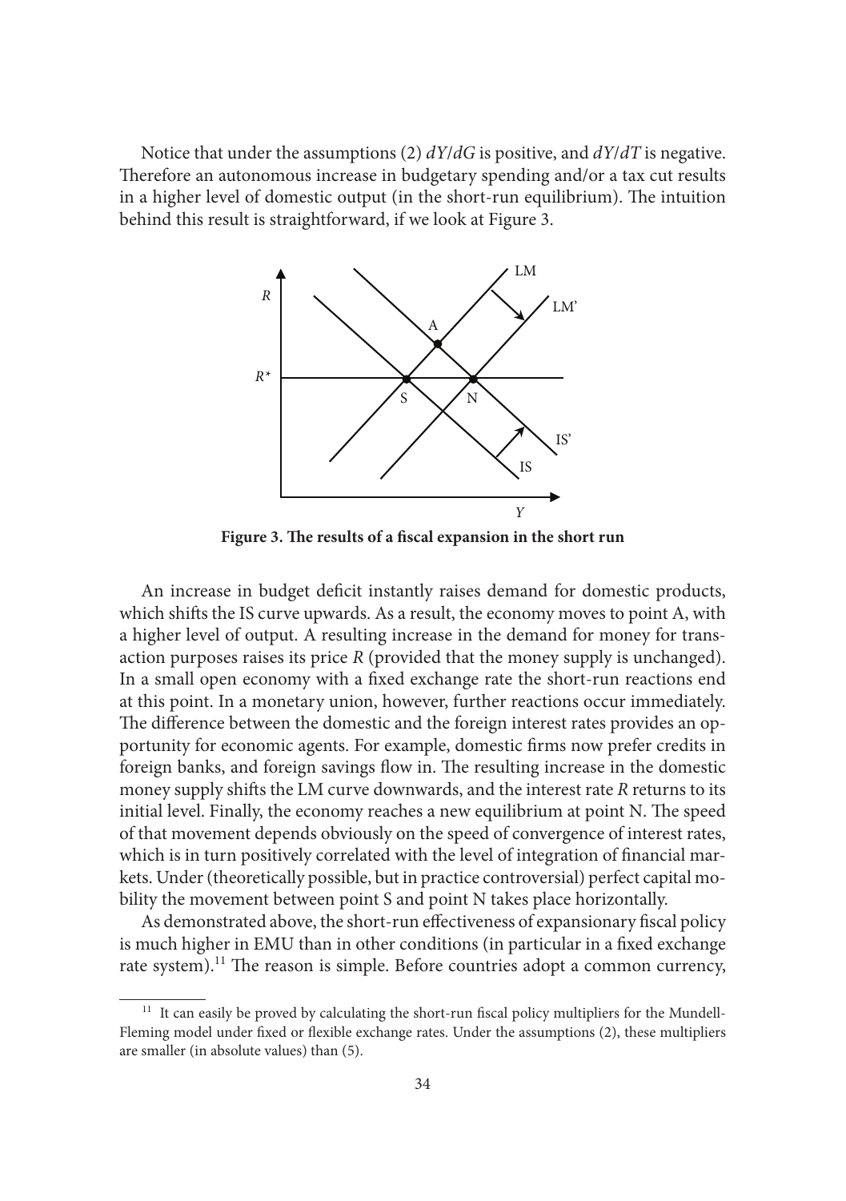Notice that under the assumptions (2) $dY/dG$ is positive, and $dY/dT$ is negative. Therefore an autonomous increase in budgetary spending and/or a tax cut results in a higher level of domestic output (in the short-run equilibrium). The intuition behind this result is straightforward, if we look at Figure 3.

**Figure 3. The results of a fiscal expansion in the short run**

An increase in budget deficit instantly raises demand for domestic products, which shifts the IS curve upwards. As a result, the economy moves to point A, with a higher level of output. A resulting increase in the demand for money for transaction purposes raises its price $R$ (provided that the money supply is unchanged). In a small open economy with a fixed exchange rate the short-run reactions end at this point. In a monetary union, however, further reactions occur immediately. The difference between the domestic and the foreign interest rates provides an opportunity for economic agents. For example, domestic firms now prefer credits in foreign banks, and foreign savings flow in. The resulting increase in the domestic money supply shifts the LM curve downwards, and the interest rate $R$ returns to its initial level. Finally, the economy reaches a new equilibrium at point N. The speed of that movement depends obviously on the speed of convergence of interest rates, which is in turn positively correlated with the level of integration of financial markets. Under (theoretically possible, but in practice controversial) perfect capital mobility the movement between point S and point N takes place horizontally.

As demonstrated above, the short-run effectiveness of expansionary fiscal policy is much higher in EMU than in other conditions (in particular in a fixed exchange rate system).[11] The reason is simple. Before countries adopt a common currency,

[11] It can easily be proved by calculating the short-run fiscal policy multipliers for the Mundell-Fleming model under fixed or flexible exchange rates. Under the assumptions (2), these multipliers are smaller (in absolute values) than (5).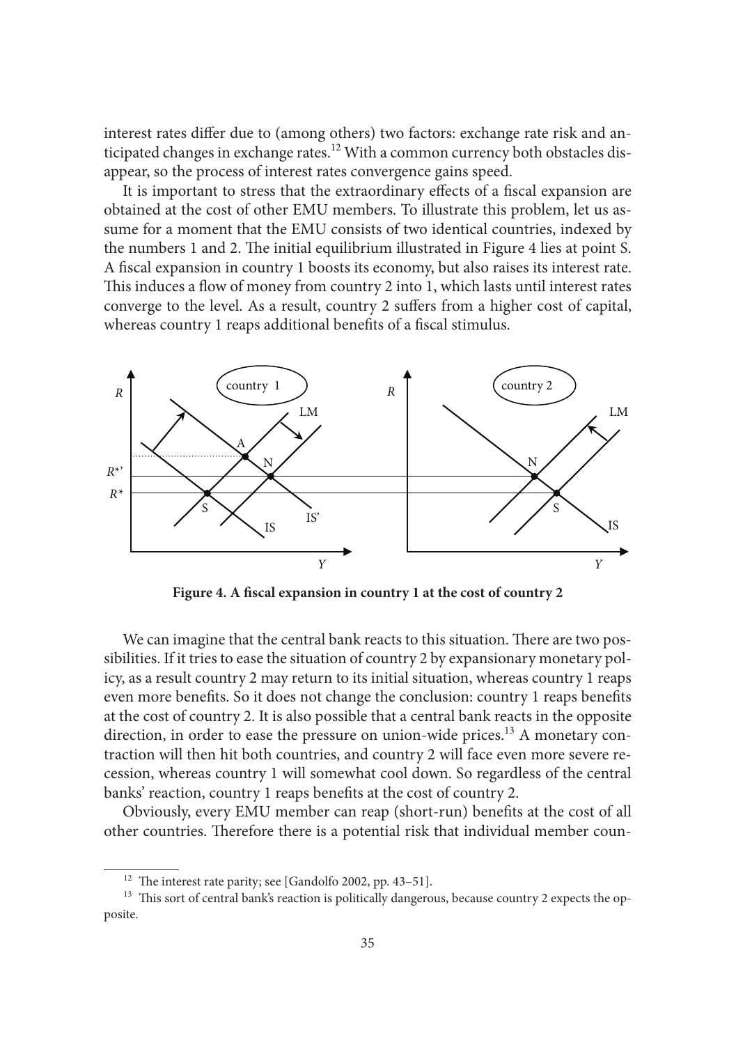interest rates differ due to (among others) two factors: exchange rate risk and anticipated changes in exchange rates.[12] With a common currency both obstacles disappear, so the process of interest rates convergence gains speed.

It is important to stress that the extraordinary effects of a fiscal expansion are obtained at the cost of other EMU members. To illustrate this problem, let us assume for a moment that the EMU consists of two identical countries, indexed by the numbers 1 and 2. The initial equilibrium illustrated in Figure 4 lies at point S. A fiscal expansion in country 1 boosts its economy, but also raises its interest rate. This induces a flow of money from country 2 into 1, which lasts until interest rates converge to the level. As a result, country 2 suffers from a higher cost of capital, whereas country 1 reaps additional benefits of a fiscal stimulus.

**Figure 4. A fiscal expansion in country 1 at the cost of country 2**

We can imagine that the central bank reacts to this situation. There are two possibilities. If it tries to ease the situation of country 2 by expansionary monetary policy, as a result country 2 may return to its initial situation, whereas country 1 reaps even more benefits. So it does not change the conclusion: country 1 reaps benefits at the cost of country 2. It is also possible that a central bank reacts in the opposite direction, in order to ease the pressure on union-wide prices.[13] A monetary contraction will then hit both countries, and country 2 will face even more severe recession, whereas country 1 will somewhat cool down. So regardless of the central banks' reaction, country 1 reaps benefits at the cost of country 2.

Obviously, every EMU member can reap (short-run) benefits at the cost of all other countries. Therefore there is a potential risk that individual member coun-

[12] The interest rate parity; see [Gandolfo 2002, pp. 43–51].

[13] This sort of central bank's reaction is politically dangerous, because country 2 expects the opposite.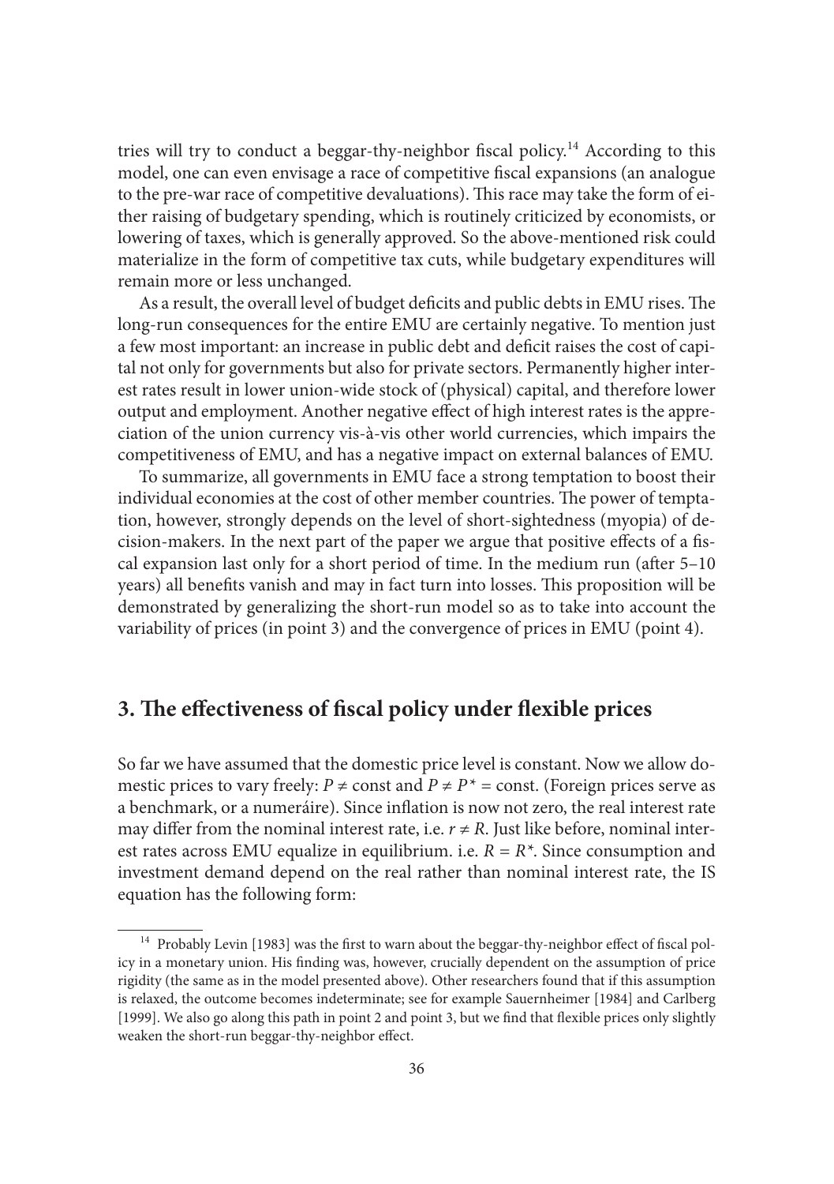tries will try to conduct a beggar-thy-neighbor fiscal policy.[14] According to this model, one can even envisage a race of competitive fiscal expansions (an analogue to the pre-war race of competitive devaluations). This race may take the form of either raising of budgetary spending, which is routinely criticized by economists, or lowering of taxes, which is generally approved. So the above-mentioned risk could materialize in the form of competitive tax cuts, while budgetary expenditures will remain more or less unchanged.

As a result, the overall level of budget deficits and public debts in EMU rises. The long-run consequences for the entire EMU are certainly negative. To mention just a few most important: an increase in public debt and deficit raises the cost of capital not only for governments but also for private sectors. Permanently higher interest rates result in lower union-wide stock of (physical) capital, and therefore lower output and employment. Another negative effect of high interest rates is the appreciation of the union currency vis-à-vis other world currencies, which impairs the competitiveness of EMU, and has a negative impact on external balances of EMU.

To summarize, all governments in EMU face a strong temptation to boost their individual economies at the cost of other member countries. The power of temptation, however, strongly depends on the level of short-sightedness (myopia) of decision-makers. In the next part of the paper we argue that positive effects of a fiscal expansion last only for a short period of time. In the medium run (after 5–10 years) all benefits vanish and may in fact turn into losses. This proposition will be demonstrated by generalizing the short-run model so as to take into account the variability of prices (in point 3) and the convergence of prices in EMU (point 4).

## 3. The effectiveness of fiscal policy under flexible prices

So far we have assumed that the domestic price level is constant. Now we allow domestic prices to vary freely: $P \neq \text{const}$ and $P \neq P^* = \text{const}$. (Foreign prices serve as a benchmark, or a numeráire). Since inflation is now not zero, the real interest rate may differ from the nominal interest rate, i.e. $r \neq R$. Just like before, nominal interest rates across EMU equalize in equilibrium. i.e. $R = R^*$. Since consumption and investment demand depend on the real rather than nominal interest rate, the IS equation has the following form:

[14] Probably Levin [1983] was the first to warn about the beggar-thy-neighbor effect of fiscal policy in a monetary union. His finding was, however, crucially dependent on the assumption of price rigidity (the same as in the model presented above). Other researchers found that if this assumption is relaxed, the outcome becomes indeterminate; see for example Sauernheimer [1984] and Carlberg [1999]. We also go along this path in point 2 and point 3, but we find that flexible prices only slightly weaken the short-run beggar-thy-neighbor effect.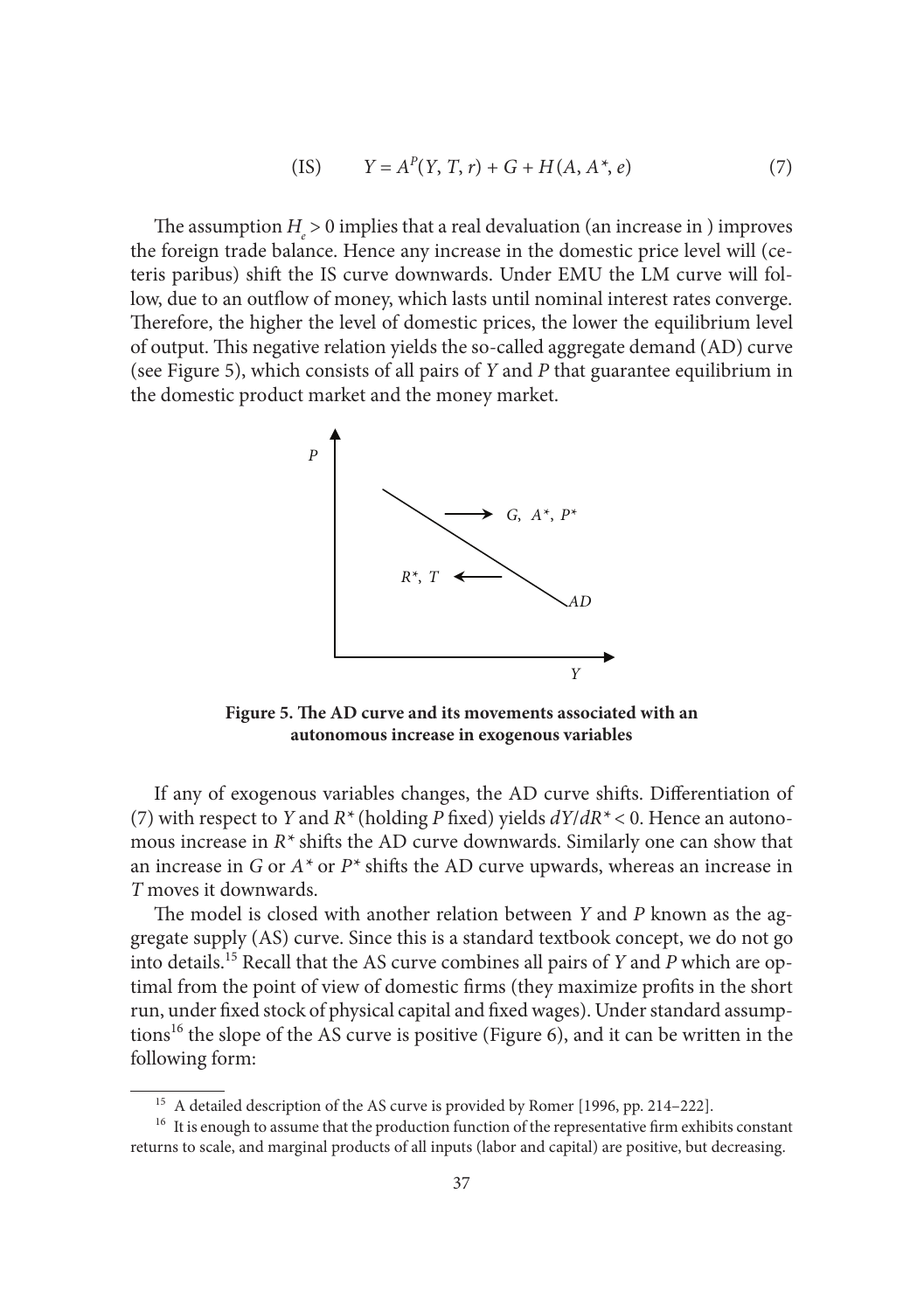$$\text{(IS)} \qquad Y = A^P(Y, T, r) + G + H(A, A^*, e) \tag{7}$$

The assumption $H_e > 0$ implies that a real devaluation (an increase in ) improves the foreign trade balance. Hence any increase in the domestic price level will (ceteris paribus) shift the IS curve downwards. Under EMU the LM curve will follow, due to an outflow of money, which lasts until nominal interest rates converge. Therefore, the higher the level of domestic prices, the lower the equilibrium level of output. This negative relation yields the so-called aggregate demand (AD) curve (see Figure 5), which consists of all pairs of $Y$ and $P$ that guarantee equilibrium in the domestic product market and the money market.

**Figure 5. The AD curve and its movements associated with an autonomous increase in exogenous variables**

If any of exogenous variables changes, the AD curve shifts. Differentiation of (7) with respect to $Y$ and $R^*$ (holding $P$ fixed) yields $dY/dR^* < 0$. Hence an autonomous increase in $R^*$ shifts the AD curve downwards. Similarly one can show that an increase in $G$ or $A^*$ or $P^*$ shifts the AD curve upwards, whereas an increase in $T$ moves it downwards.

The model is closed with another relation between $Y$ and $P$ known as the aggregate supply (AS) curve. Since this is a standard textbook concept, we do not go into details.[15] Recall that the AS curve combines all pairs of $Y$ and $P$ which are optimal from the point of view of domestic firms (they maximize profits in the short run, under fixed stock of physical capital and fixed wages). Under standard assumptions[16] the slope of the AS curve is positive (Figure 6), and it can be written in the following form:

---

[15] A detailed description of the AS curve is provided by Romer [1996, pp. 214–222].

[16] It is enough to assume that the production function of the representative firm exhibits constant returns to scale, and marginal products of all inputs (labor and capital) are positive, but decreasing.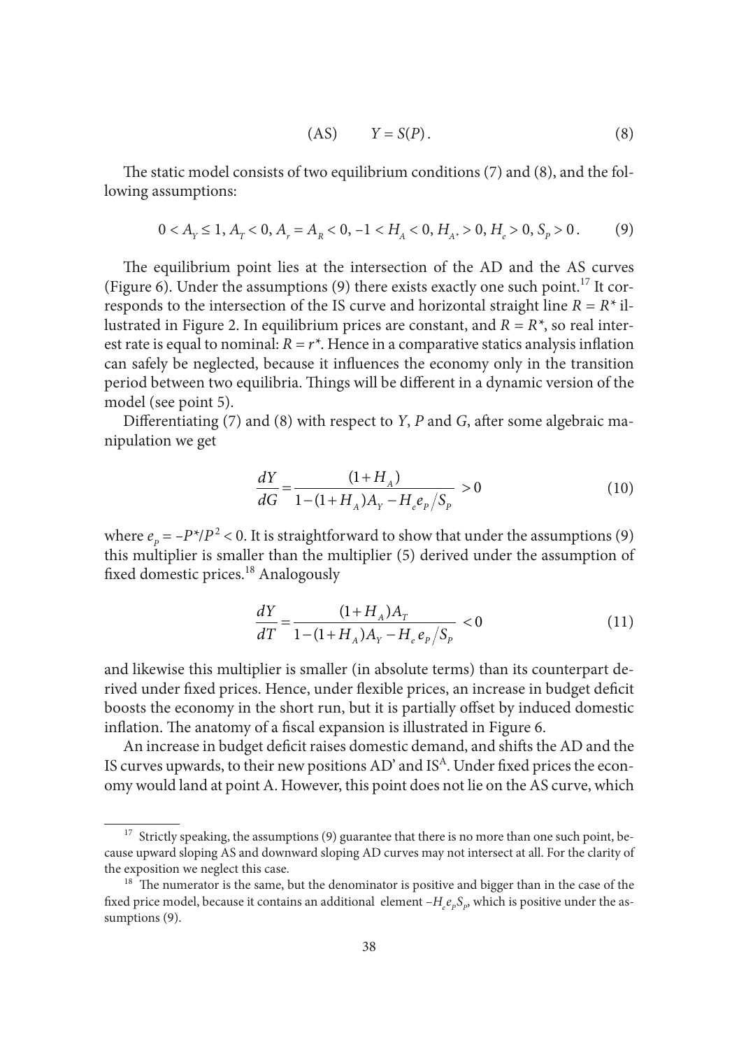$$\text{(AS)} \qquad Y = S(P). \tag{8}$$

The static model consists of two equilibrium conditions (7) and (8), and the following assumptions:

$$0 < A_Y \leq 1,\ A_T < 0,\ A_r = A_R < 0,\ -1 < H_A < 0,\ H_{A^*} > 0,\ H_e > 0,\ S_P > 0. \tag{9}$$

The equilibrium point lies at the intersection of the AD and the AS curves (Figure 6). Under the assumptions (9) there exists exactly one such point.[17] It corresponds to the intersection of the IS curve and horizontal straight line $R = R^*$ illustrated in Figure 2. In equilibrium prices are constant, and $R = R^*$, so real interest rate is equal to nominal: $R = r^*$. Hence in a comparative statics analysis inflation can safely be neglected, because it influences the economy only in the transition period between two equilibria. Things will be different in a dynamic version of the model (see point 5).

Differentiating (7) and (8) with respect to $Y$, $P$ and $G$, after some algebraic manipulation we get

$$\frac{dY}{dG} = \frac{(1+H_A)}{1-(1+H_A)A_Y - H_e e_P / S_P} > 0 \tag{10}$$

where $e_p = -P^*/P^2 < 0$. It is straightforward to show that under the assumptions (9) this multiplier is smaller than the multiplier (5) derived under the assumption of fixed domestic prices.[18] Analogously

$$\frac{dY}{dT} = \frac{(1+H_A)A_T}{1-(1+H_A)A_Y - H_e e_P / S_P} < 0 \tag{11}$$

and likewise this multiplier is smaller (in absolute terms) than its counterpart derived under fixed prices. Hence, under flexible prices, an increase in budget deficit boosts the economy in the short run, but it is partially offset by induced domestic inflation. The anatomy of a fiscal expansion is illustrated in Figure 6.

An increase in budget deficit raises domestic demand, and shifts the AD and the IS curves upwards, to their new positions AD' and $IS^A$. Under fixed prices the economy would land at point A. However, this point does not lie on the AS curve, which

---

[17] Strictly speaking, the assumptions (9) guarantee that there is no more than one such point, because upward sloping AS and downward sloping AD curves may not intersect at all. For the clarity of the exposition we neglect this case.

[18] The numerator is the same, but the denominator is positive and bigger than in the case of the fixed price model, because it contains an additional element $-H_e e_P S_P$, which is positive under the assumptions (9).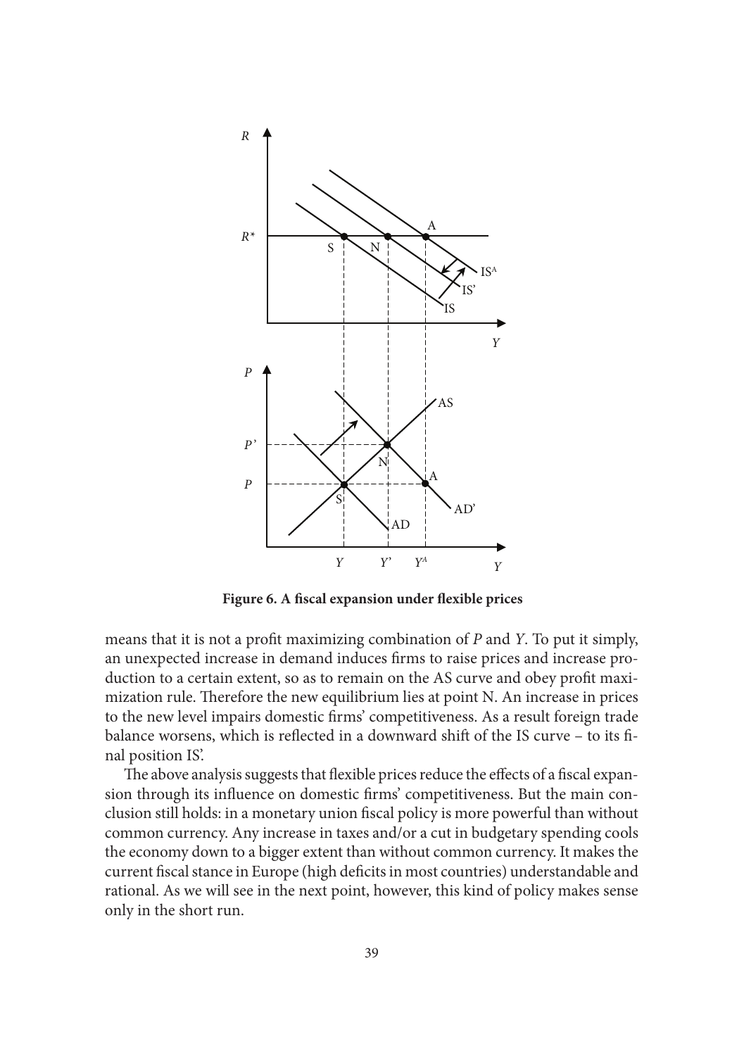**Figure 6. A fiscal expansion under flexible prices**

means that it is not a profit maximizing combination of $P$ and $Y$. To put it simply, an unexpected increase in demand induces firms to raise prices and increase production to a certain extent, so as to remain on the AS curve and obey profit maximization rule. Therefore the new equilibrium lies at point N. An increase in prices to the new level impairs domestic firms' competitiveness. As a result foreign trade balance worsens, which is reflected in a downward shift of the IS curve – to its final position IS'.

The above analysis suggests that flexible prices reduce the effects of a fiscal expansion through its influence on domestic firms' competitiveness. But the main conclusion still holds: in a monetary union fiscal policy is more powerful than without common currency. Any increase in taxes and/or a cut in budgetary spending cools the economy down to a bigger extent than without common currency. It makes the current fiscal stance in Europe (high deficits in most countries) understandable and rational. As we will see in the next point, however, this kind of policy makes sense only in the short run.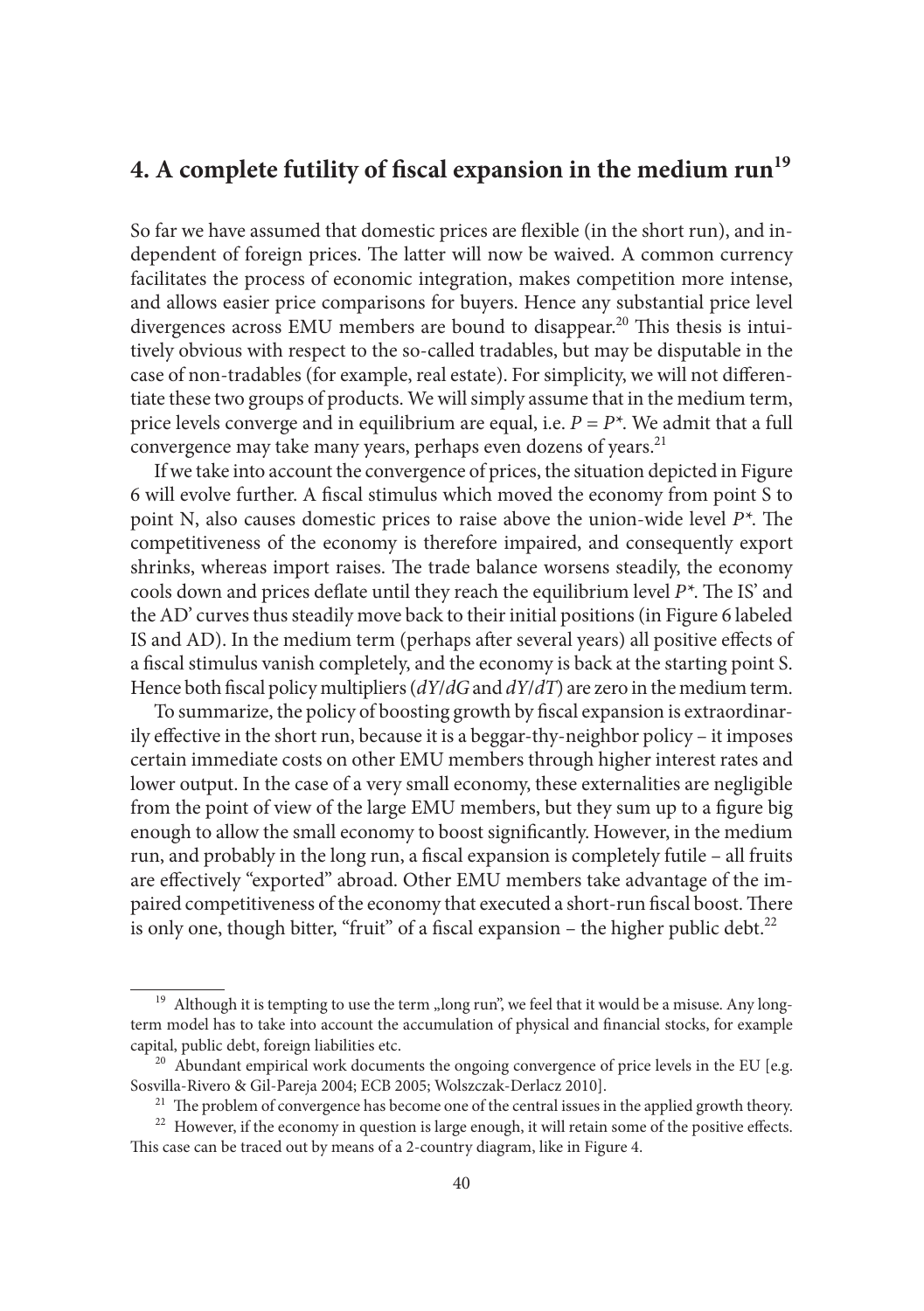## 4. A complete futility of fiscal expansion in the medium run[19]

So far we have assumed that domestic prices are flexible (in the short run), and independent of foreign prices. The latter will now be waived. A common currency facilitates the process of economic integration, makes competition more intense, and allows easier price comparisons for buyers. Hence any substantial price level divergences across EMU members are bound to disappear.[20] This thesis is intuitively obvious with respect to the so-called tradables, but may be disputable in the case of non-tradables (for example, real estate). For simplicity, we will not differentiate these two groups of products. We will simply assume that in the medium term, price levels converge and in equilibrium are equal, i.e. $P = P^*$. We admit that a full convergence may take many years, perhaps even dozens of years.[21]

If we take into account the convergence of prices, the situation depicted in Figure 6 will evolve further. A fiscal stimulus which moved the economy from point S to point N, also causes domestic prices to raise above the union-wide level $P^*$. The competitiveness of the economy is therefore impaired, and consequently export shrinks, whereas import raises. The trade balance worsens steadily, the economy cools down and prices deflate until they reach the equilibrium level $P^*$. The IS' and the AD' curves thus steadily move back to their initial positions (in Figure 6 labeled IS and AD). In the medium term (perhaps after several years) all positive effects of a fiscal stimulus vanish completely, and the economy is back at the starting point S. Hence both fiscal policy multipliers ($dY/dG$ and $dY/dT$) are zero in the medium term.

To summarize, the policy of boosting growth by fiscal expansion is extraordinarily effective in the short run, because it is a beggar-thy-neighbor policy – it imposes certain immediate costs on other EMU members through higher interest rates and lower output. In the case of a very small economy, these externalities are negligible from the point of view of the large EMU members, but they sum up to a figure big enough to allow the small economy to boost significantly. However, in the medium run, and probably in the long run, a fiscal expansion is completely futile – all fruits are effectively "exported" abroad. Other EMU members take advantage of the impaired competitiveness of the economy that executed a short-run fiscal boost. There is only one, though bitter, "fruit" of a fiscal expansion – the higher public debt.[22]

---

[19] Although it is tempting to use the term „long run", we feel that it would be a misuse. Any long-term model has to take into account the accumulation of physical and financial stocks, for example capital, public debt, foreign liabilities etc.

[20] Abundant empirical work documents the ongoing convergence of price levels in the EU [e.g. Sosvilla-Rivero & Gil-Pareja 2004; ECB 2005; Wolszczak-Derlacz 2010].

[21] The problem of convergence has become one of the central issues in the applied growth theory.

[22] However, if the economy in question is large enough, it will retain some of the positive effects. This case can be traced out by means of a 2-country diagram, like in Figure 4.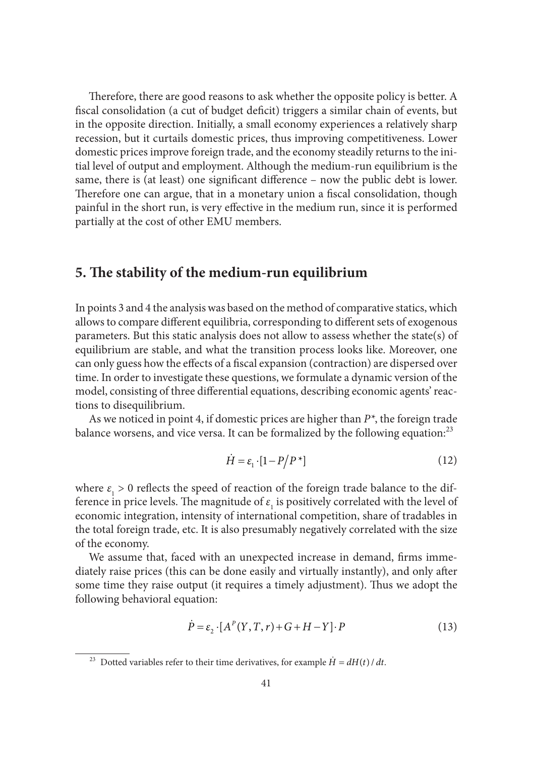Therefore, there are good reasons to ask whether the opposite policy is better. A fiscal consolidation (a cut of budget deficit) triggers a similar chain of events, but in the opposite direction. Initially, a small economy experiences a relatively sharp recession, but it curtails domestic prices, thus improving competitiveness. Lower domestic prices improve foreign trade, and the economy steadily returns to the initial level of output and employment. Although the medium-run equilibrium is the same, there is (at least) one significant difference – now the public debt is lower. Therefore one can argue, that in a monetary union a fiscal consolidation, though painful in the short run, is very effective in the medium run, since it is performed partially at the cost of other EMU members.

## 5. The stability of the medium-run equilibrium

In points 3 and 4 the analysis was based on the method of comparative statics, which allows to compare different equilibria, corresponding to different sets of exogenous parameters. But this static analysis does not allow to assess whether the state(s) of equilibrium are stable, and what the transition process looks like. Moreover, one can only guess how the effects of a fiscal expansion (contraction) are dispersed over time. In order to investigate these questions, we formulate a dynamic version of the model, consisting of three differential equations, describing economic agents' reactions to disequilibrium.

As we noticed in point 4, if domestic prices are higher than $P^*$, the foreign trade balance worsens, and vice versa. It can be formalized by the following equation:[23]

$$\dot{H} = \varepsilon_1 \cdot [1 - P/P^*] \tag{12}$$

where $\varepsilon_1 > 0$ reflects the speed of reaction of the foreign trade balance to the difference in price levels. The magnitude of $\varepsilon_1$ is positively correlated with the level of economic integration, intensity of international competition, share of tradables in the total foreign trade, etc. It is also presumably negatively correlated with the size of the economy.

We assume that, faced with an unexpected increase in demand, firms immediately raise prices (this can be done easily and virtually instantly), and only after some time they raise output (it requires a timely adjustment). Thus we adopt the following behavioral equation:

$$\dot{P} = \varepsilon_2 \cdot [A^P(Y, T, r) + G + H - Y] \cdot P \tag{13}$$

---

[23] Dotted variables refer to their time derivatives, for example $\dot{H} = dH(t)/dt$.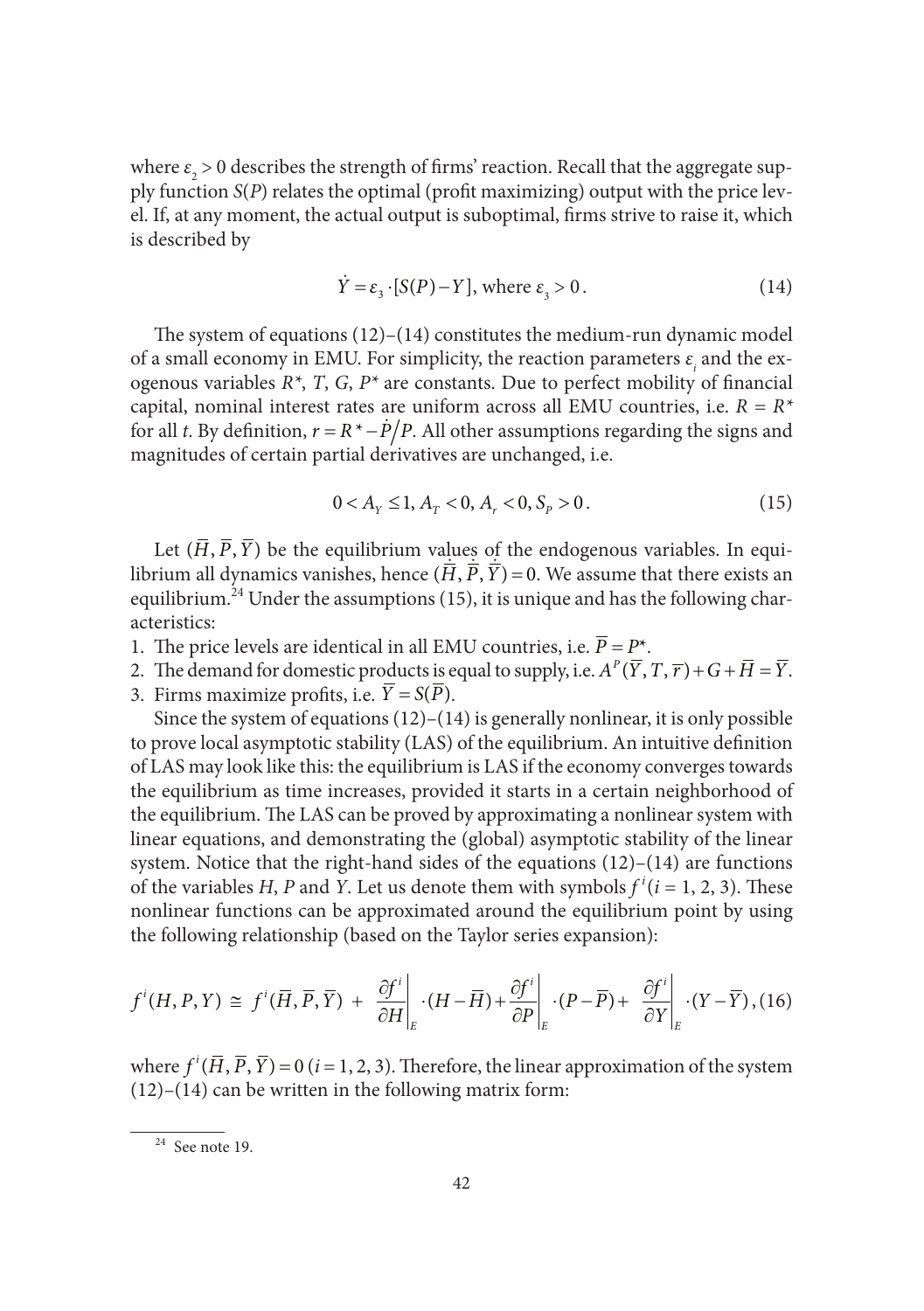where $\varepsilon_2 > 0$ describes the strength of firms' reaction. Recall that the aggregate supply function $S(P)$ relates the optimal (profit maximizing) output with the price level. If, at any moment, the actual output is suboptimal, firms strive to raise it, which is described by

$$\dot{Y} = \varepsilon_3 \cdot [S(P) - Y], \text{ where } \varepsilon_3 > 0. \tag{14}$$

The system of equations (12)–(14) constitutes the medium-run dynamic model of a small economy in EMU. For simplicity, the reaction parameters $\varepsilon_i$ and the exogenous variables $R^*$, $T$, $G$, $P^*$ are constants. Due to perfect mobility of financial capital, nominal interest rates are uniform across all EMU countries, i.e. $R = R^*$ for all $t$. By definition, $r = R^* - \dot{P}/P$. All other assumptions regarding the signs and magnitudes of certain partial derivatives are unchanged, i.e.

$$0 < A_Y \leq 1, A_T < 0, A_r < 0, S_P > 0. \tag{15}$$

Let $(\bar{H}, \bar{P}, \bar{Y})$ be the equilibrium values of the endogenous variables. In equilibrium all dynamics vanishes, hence $(\dot{\bar{H}}, \dot{\bar{P}}, \dot{\bar{Y}}) = 0$. We assume that there exists an equilibrium.[24] Under the assumptions (15), it is unique and has the following characteristics:

1. The price levels are identical in all EMU countries, i.e. $\bar{P} = P^*$.
2. The demand for domestic products is equal to supply, i.e. $A^P(\bar{Y}, T, \bar{r}) + G + \bar{H} = \bar{Y}$.
3. Firms maximize profits, i.e. $\bar{Y} = S(\bar{P})$.

Since the system of equations (12)–(14) is generally nonlinear, it is only possible to prove local asymptotic stability (LAS) of the equilibrium. An intuitive definition of LAS may look like this: the equilibrium is LAS if the economy converges towards the equilibrium as time increases, provided it starts in a certain neighborhood of the equilibrium. The LAS can be proved by approximating a nonlinear system with linear equations, and demonstrating the (global) asymptotic stability of the linear system. Notice that the right-hand sides of the equations (12)–(14) are functions of the variables $H$, $P$ and $Y$. Let us denote them with symbols $f^i (i = 1, 2, 3)$. These nonlinear functions can be approximated around the equilibrium point by using the following relationship (based on the Taylor series expansion):

$$f^i(H, P, Y) \cong f^i(\bar{H}, \bar{P}, \bar{Y}) + \left.\frac{\partial f^i}{\partial H}\right|_E \cdot (H - \bar{H}) + \left.\frac{\partial f^i}{\partial P}\right|_E \cdot (P - \bar{P}) + \left.\frac{\partial f^i}{\partial Y}\right|_E \cdot (Y - \bar{Y}), \tag{16}$$

where $f^i(\bar{H}, \bar{P}, \bar{Y}) = 0 \ (i = 1, 2, 3)$. Therefore, the linear approximation of the system (12)–(14) can be written in the following matrix form:

---

[24] See note 19.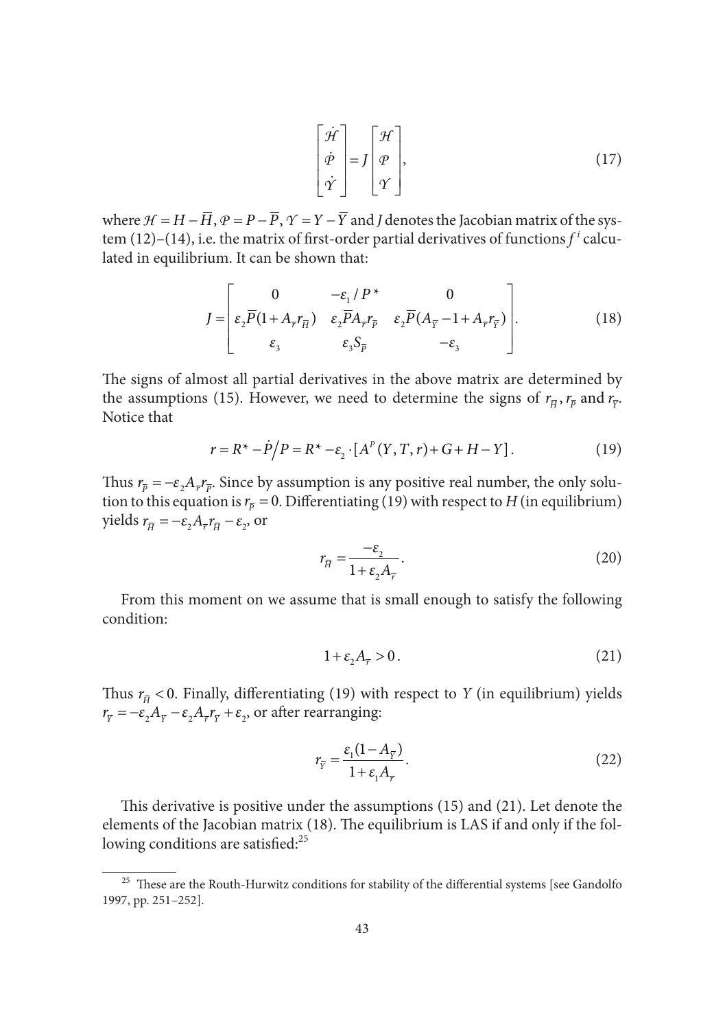$$\begin{bmatrix} \dot{\mathcal{H}} \\ \dot{\mathcal{P}} \\ \dot{\mathcal{Y}} \end{bmatrix} = J \begin{bmatrix} \mathcal{H} \\ \mathcal{P} \\ \mathcal{Y} \end{bmatrix}, \tag{17}$$

where $\mathcal{H} = H - \overline{H}$, $\mathcal{P} = P - \overline{P}$, $\mathcal{Y} = Y - \overline{Y}$ and $J$ denotes the Jacobian matrix of the system (12)–(14), i.e. the matrix of first-order partial derivatives of functions $f^i$ calculated in equilibrium. It can be shown that:

$$J = \begin{bmatrix} 0 & -\varepsilon_1 / P^* & 0 \\ \varepsilon_2 \overline{P}(1 + A_{\overline{r}} r_{\overline{H}}) & \varepsilon_2 \overline{P} A_{\overline{r}} r_{\overline{P}} & \varepsilon_2 \overline{P}(A_{\overline{Y}} - 1 + A_{\overline{r}} r_{\overline{Y}}) \\ \varepsilon_3 & \varepsilon_3 S_{\overline{P}} & -\varepsilon_3 \end{bmatrix}. \tag{18}$$

The signs of almost all partial derivatives in the above matrix are determined by the assumptions (15). However, we need to determine the signs of $r_{\overline{H}}$, $r_{\overline{P}}$ and $r_{\overline{Y}}$. Notice that

$$r = R^* - \dot{P}/P = R^* - \varepsilon_2 \cdot [A^P(Y, T, r) + G + H - Y]. \tag{19}$$

Thus $r_{\overline{P}} = -\varepsilon_2 A_{\overline{r}} r_{\overline{P}}$. Since by assumption is any positive real number, the only solution to this equation is $r_{\overline{P}} = 0$. Differentiating (19) with respect to $H$ (in equilibrium) yields $r_{\overline{H}} = -\varepsilon_2 A_{\overline{r}} r_{\overline{H}} - \varepsilon_2$, or

$$r_{\overline{H}} = \frac{-\varepsilon_2}{1 + \varepsilon_2 A_{\overline{r}}}. \tag{20}$$

From this moment on we assume that is small enough to satisfy the following condition:

$$1 + \varepsilon_2 A_{\overline{r}} > 0. \tag{21}$$

Thus $r_{\overline{H}} < 0$. Finally, differentiating (19) with respect to $Y$ (in equilibrium) yields $r_{\overline{Y}} = -\varepsilon_2 A_{\overline{Y}} - \varepsilon_2 A_{\overline{r}} r_{\overline{Y}} + \varepsilon_2$, or after rearranging:

$$r_{\overline{Y}} = \frac{\varepsilon_1(1 - A_{\overline{Y}})}{1 + \varepsilon_1 A_{\overline{r}}}. \tag{22}$$

This derivative is positive under the assumptions (15) and (21). Let denote the elements of the Jacobian matrix (18). The equilibrium is LAS if and only if the following conditions are satisfied:[25]

[25] These are the Routh-Hurwitz conditions for stability of the differential systems [see Gandolfo 1997, pp. 251–252].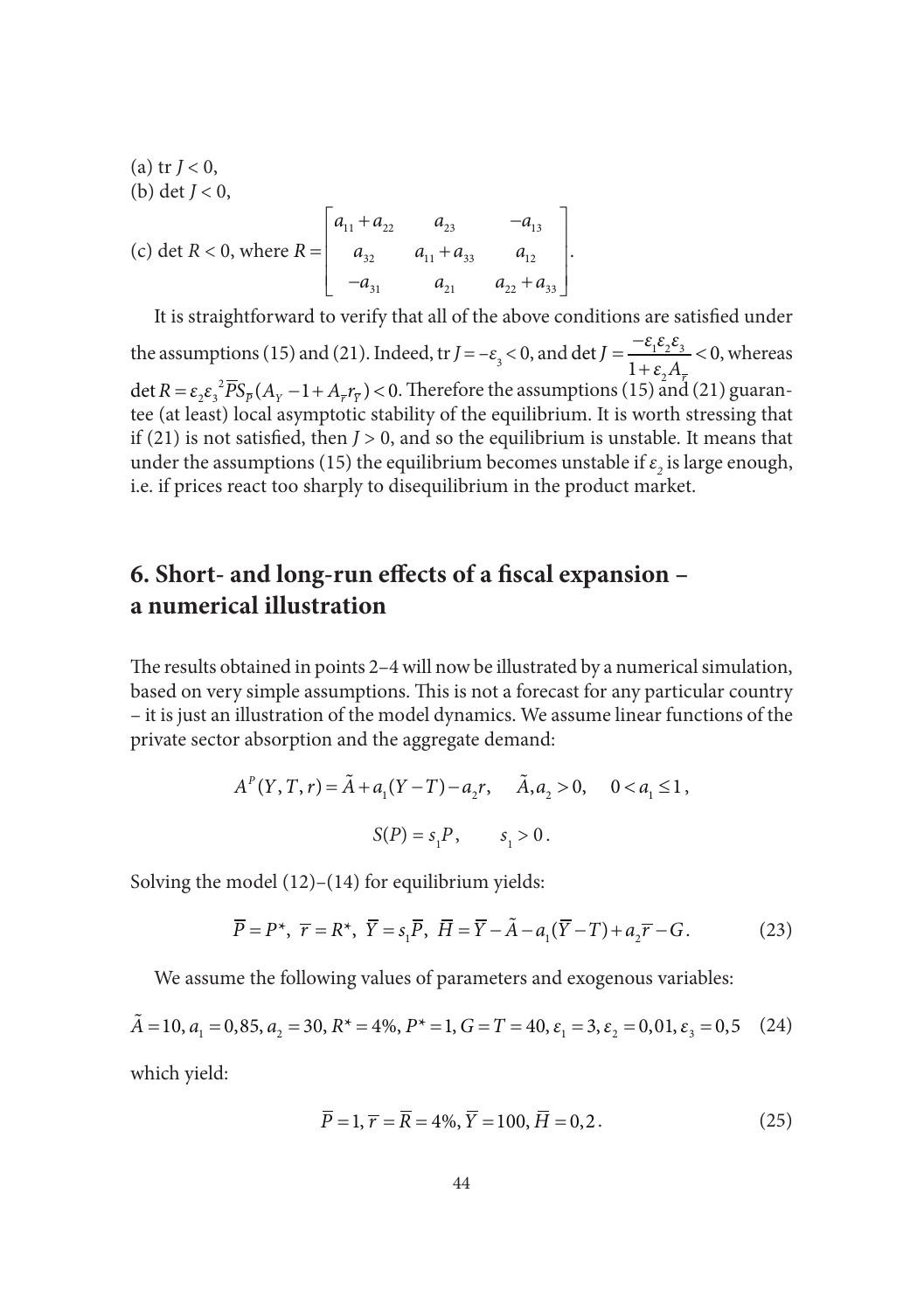(a) tr $J < 0$,

(b) det $J < 0$,

(c) det $R < 0$, where $R = \begin{bmatrix} a_{11} + a_{22} & a_{23} & -a_{13} \\ a_{32} & a_{11} + a_{33} & a_{12} \\ -a_{31} & a_{21} & a_{22} + a_{33} \end{bmatrix}$.

It is straightforward to verify that all of the above conditions are satisfied under the assumptions (15) and (21). Indeed, tr $J = -\varepsilon_3 < 0$, and det $J = \dfrac{-\varepsilon_1 \varepsilon_2 \varepsilon_3}{1 + \varepsilon_2 A_{\overline{r}}} < 0$, whereas det $R = \varepsilon_2 \varepsilon_3^{\,2} \overline{P} S_{\overline{P}} (A_Y - 1 + A_{\overline{r}} r_{\overline{Y}}) < 0$. Therefore the assumptions (15) and (21) guarantee (at least) local asymptotic stability of the equilibrium. It is worth stressing that if (21) is not satisfied, then $J > 0$, and so the equilibrium is unstable. It means that under the assumptions (15) the equilibrium becomes unstable if $\varepsilon_2$ is large enough, i.e. if prices react too sharply to disequilibrium in the product market.

## 6. Short- and long-run effects of a fiscal expansion – a numerical illustration

The results obtained in points 2–4 will now be illustrated by a numerical simulation, based on very simple assumptions. This is not a forecast for any particular country – it is just an illustration of the model dynamics. We assume linear functions of the private sector absorption and the aggregate demand:

$$A^P(Y, T, r) = \tilde{A} + a_1(Y - T) - a_2 r, \quad \tilde{A}, a_2 > 0, \quad 0 < a_1 \leq 1,$$

$$S(P) = s_1 P, \qquad s_1 > 0.$$

Solving the model (12)–(14) for equilibrium yields:

$$\overline{P} = P^{\star}, \ \overline{r} = R^{\star}, \ \overline{Y} = s_1 \overline{P}, \ \overline{H} = \overline{Y} - \tilde{A} - a_1(\overline{Y} - T) + a_2 \overline{r} - G. \tag{23}$$

We assume the following values of parameters and exogenous variables:

$$\tilde{A} = 10, a_1 = 0{,}85, a_2 = 30, R^{\star} = 4\%, P^{\star} = 1, G = T = 40, \varepsilon_1 = 3, \varepsilon_2 = 0{,}01, \varepsilon_3 = 0{,}5 \tag{24}$$

which yield:

$$\overline{P} = 1, \overline{r} = \overline{R} = 4\%, \overline{Y} = 100, \overline{H} = 0{,}2. \tag{25}$$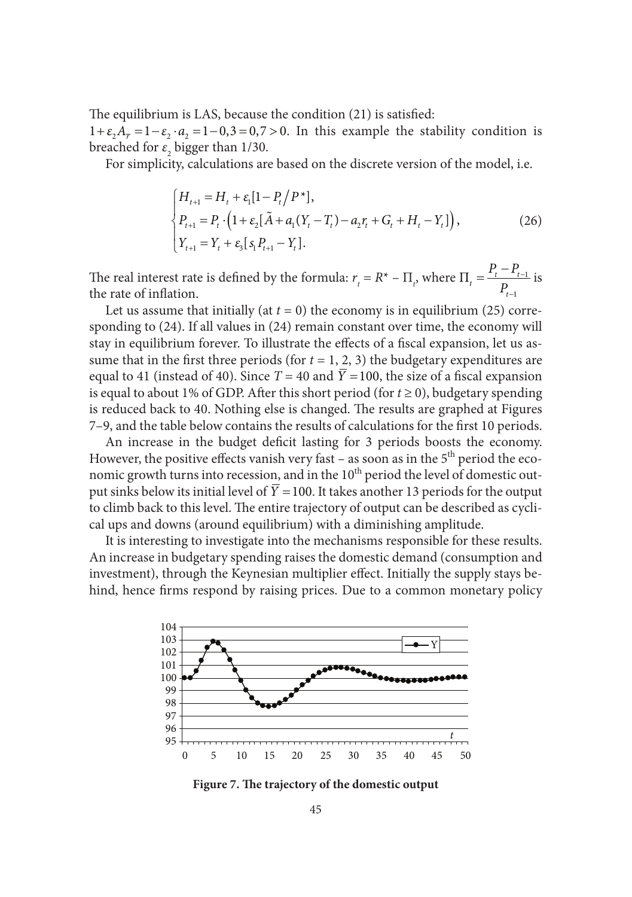The equilibrium is LAS, because the condition (21) is satisfied: $1+\varepsilon_2 A_{\bar{r}} = 1-\varepsilon_2 \cdot a_2 = 1-0{,}3 = 0{,}7 > 0$. In this example the stability condition is breached for $\varepsilon_2$ bigger than 1/30.

For simplicity, calculations are based on the discrete version of the model, i.e.

$$\begin{cases} H_{t+1} = H_t + \varepsilon_1[1 - P_t / P^*], \\ P_{t+1} = P_t \cdot \left(1 + \varepsilon_2[\tilde{A} + a_1(Y_t - T_t) - a_2 r_t + G_t + H_t - Y_t]\right), \\ Y_{t+1} = Y_t + \varepsilon_3[s_1 P_{t+1} - Y_t]. \end{cases} \tag{26}$$

The real interest rate is defined by the formula: $r_t = R^* - \Pi_t$, where $\Pi_t = \frac{P_t - P_{t-1}}{P_{t-1}}$ is the rate of inflation.

Let us assume that initially (at $t = 0$) the economy is in equilibrium (25) corresponding to (24). If all values in (24) remain constant over time, the economy will stay in equilibrium forever. To illustrate the effects of a fiscal expansion, let us assume that in the first three periods (for $t = 1, 2, 3$) the budgetary expenditures are equal to 41 (instead of 40). Since $T = 40$ and $\bar{Y} = 100$, the size of a fiscal expansion is equal to about 1% of GDP. After this short period (for $t \geq 0$), budgetary spending is reduced back to 40. Nothing else is changed. The results are graphed at Figures 7–9, and the table below contains the results of calculations for the first 10 periods.

An increase in the budget deficit lasting for 3 periods boosts the economy. However, the positive effects vanish very fast – as soon as in the 5th period the economic growth turns into recession, and in the 10th period the level of domestic output sinks below its initial level of $\bar{Y} = 100$. It takes another 13 periods for the output to climb back to this level. The entire trajectory of output can be described as cyclical ups and downs (around equilibrium) with a diminishing amplitude.

It is interesting to investigate into the mechanisms responsible for these results. An increase in budgetary spending raises the domestic demand (consumption and investment), through the Keynesian multiplier effect. Initially the supply stays behind, hence firms respond by raising prices. Due to a common monetary policy

**Figure 7. The trajectory of the domestic output**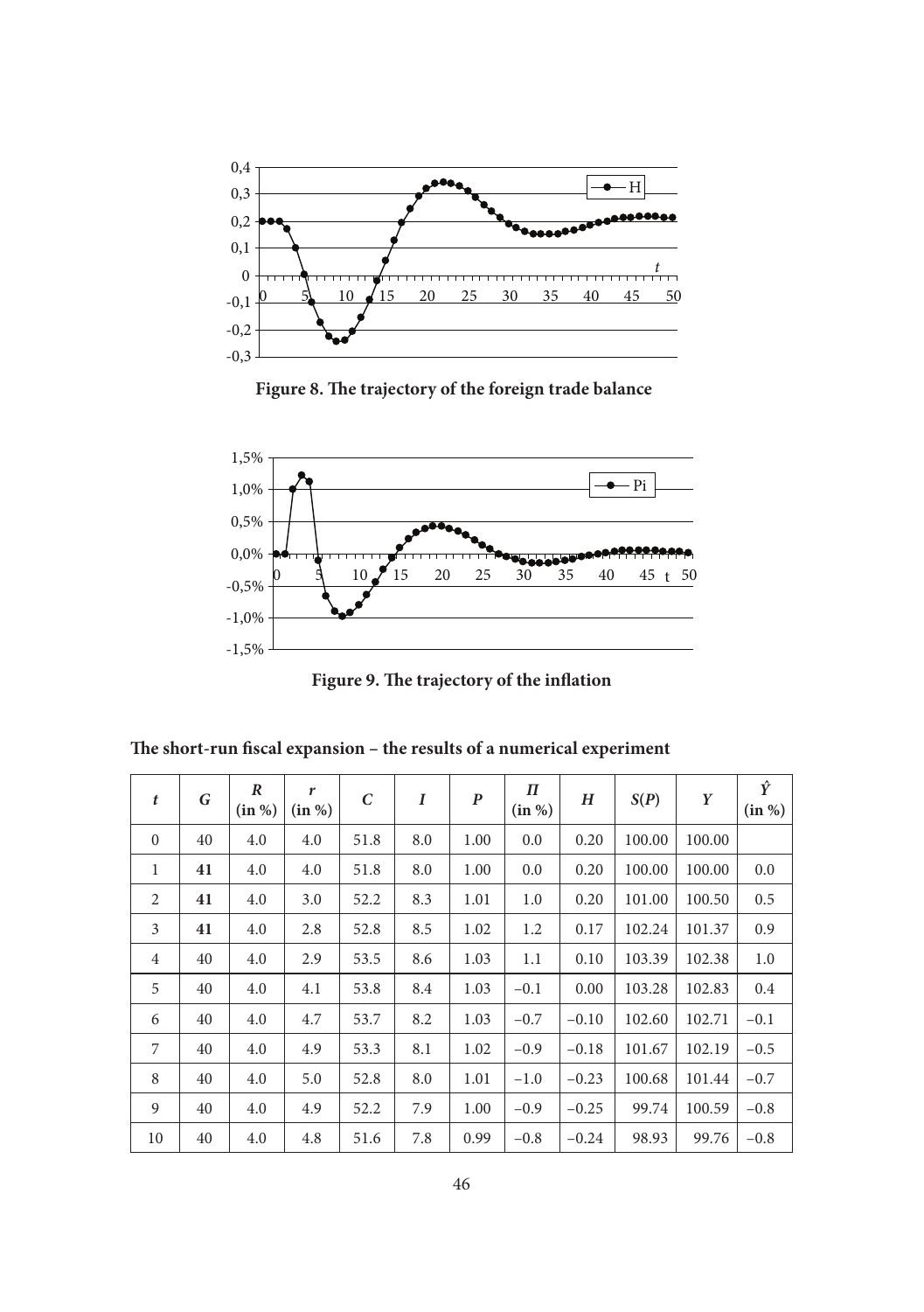**Figure 8. The trajectory of the foreign trade balance**

**Figure 9. The trajectory of the inflation**

**The short-run fiscal expansion – the results of a numerical experiment**

| $t$ | $G$ | $R$ (in %) | $r$ (in %) | $C$ | $I$ | $P$ | $\Pi$ (in %) | $H$ | $S(P)$ | $Y$ | $\hat{Y}$ (in %) |
|---|---|---|---|---|---|---|---|---|---|---|---|
| 0 | 40 | 4.0 | 4.0 | 51.8 | 8.0 | 1.00 | 0.0 | 0.20 | 100.00 | 100.00 | |
| 1 | **41** | 4.0 | 4.0 | 51.8 | 8.0 | 1.00 | 0.0 | 0.20 | 100.00 | 100.00 | 0.0 |
| 2 | **41** | 4.0 | 3.0 | 52.2 | 8.3 | 1.01 | 1.0 | 0.20 | 101.00 | 100.50 | 0.5 |
| 3 | **41** | 4.0 | 2.8 | 52.8 | 8.5 | 1.02 | 1.2 | 0.17 | 102.24 | 101.37 | 0.9 |
| 4 | 40 | 4.0 | 2.9 | 53.5 | 8.6 | 1.03 | 1.1 | 0.10 | 103.39 | 102.38 | 1.0 |
| 5 | 40 | 4.0 | 4.1 | 53.8 | 8.4 | 1.03 | −0.1 | 0.00 | 103.28 | 102.83 | 0.4 |
| 6 | 40 | 4.0 | 4.7 | 53.7 | 8.2 | 1.03 | −0.7 | −0.10 | 102.60 | 102.71 | −0.1 |
| 7 | 40 | 4.0 | 4.9 | 53.3 | 8.1 | 1.02 | −0.9 | −0.18 | 101.67 | 102.19 | −0.5 |
| 8 | 40 | 4.0 | 5.0 | 52.8 | 8.0 | 1.01 | −1.0 | −0.23 | 100.68 | 101.44 | −0.7 |
| 9 | 40 | 4.0 | 4.9 | 52.2 | 7.9 | 1.00 | −0.9 | −0.25 | 99.74 | 100.59 | −0.8 |
| 10 | 40 | 4.0 | 4.8 | 51.6 | 7.8 | 0.99 | −0.8 | −0.24 | 98.93 | 99.76 | −0.8 |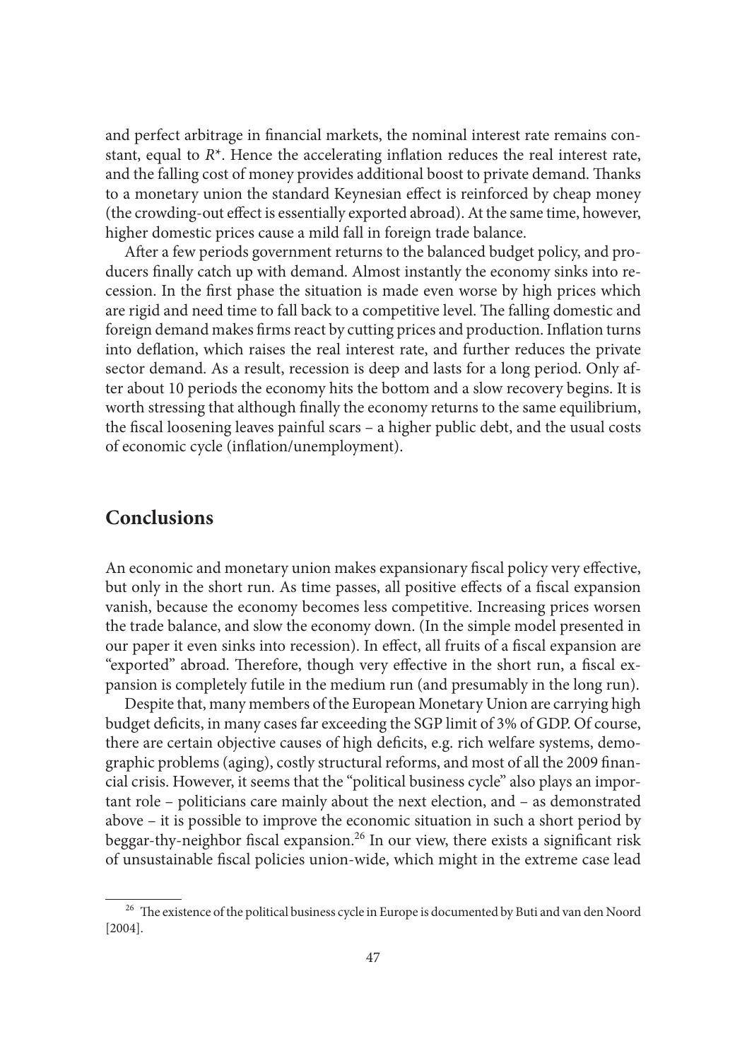and perfect arbitrage in financial markets, the nominal interest rate remains constant, equal to $R^*$. Hence the accelerating inflation reduces the real interest rate, and the falling cost of money provides additional boost to private demand. Thanks to a monetary union the standard Keynesian effect is reinforced by cheap money (the crowding-out effect is essentially exported abroad). At the same time, however, higher domestic prices cause a mild fall in foreign trade balance.

After a few periods government returns to the balanced budget policy, and producers finally catch up with demand. Almost instantly the economy sinks into recession. In the first phase the situation is made even worse by high prices which are rigid and need time to fall back to a competitive level. The falling domestic and foreign demand makes firms react by cutting prices and production. Inflation turns into deflation, which raises the real interest rate, and further reduces the private sector demand. As a result, recession is deep and lasts for a long period. Only after about 10 periods the economy hits the bottom and a slow recovery begins. It is worth stressing that although finally the economy returns to the same equilibrium, the fiscal loosening leaves painful scars – a higher public debt, and the usual costs of economic cycle (inflation/unemployment).

## Conclusions

An economic and monetary union makes expansionary fiscal policy very effective, but only in the short run. As time passes, all positive effects of a fiscal expansion vanish, because the economy becomes less competitive. Increasing prices worsen the trade balance, and slow the economy down. (In the simple model presented in our paper it even sinks into recession). In effect, all fruits of a fiscal expansion are "exported" abroad. Therefore, though very effective in the short run, a fiscal expansion is completely futile in the medium run (and presumably in the long run).

Despite that, many members of the European Monetary Union are carrying high budget deficits, in many cases far exceeding the SGP limit of 3% of GDP. Of course, there are certain objective causes of high deficits, e.g. rich welfare systems, demographic problems (aging), costly structural reforms, and most of all the 2009 financial crisis. However, it seems that the "political business cycle" also plays an important role – politicians care mainly about the next election, and – as demonstrated above – it is possible to improve the economic situation in such a short period by beggar-thy-neighbor fiscal expansion.[26] In our view, there exists a significant risk of unsustainable fiscal policies union-wide, which might in the extreme case lead

[26] The existence of the political business cycle in Europe is documented by Buti and van den Noord [2004].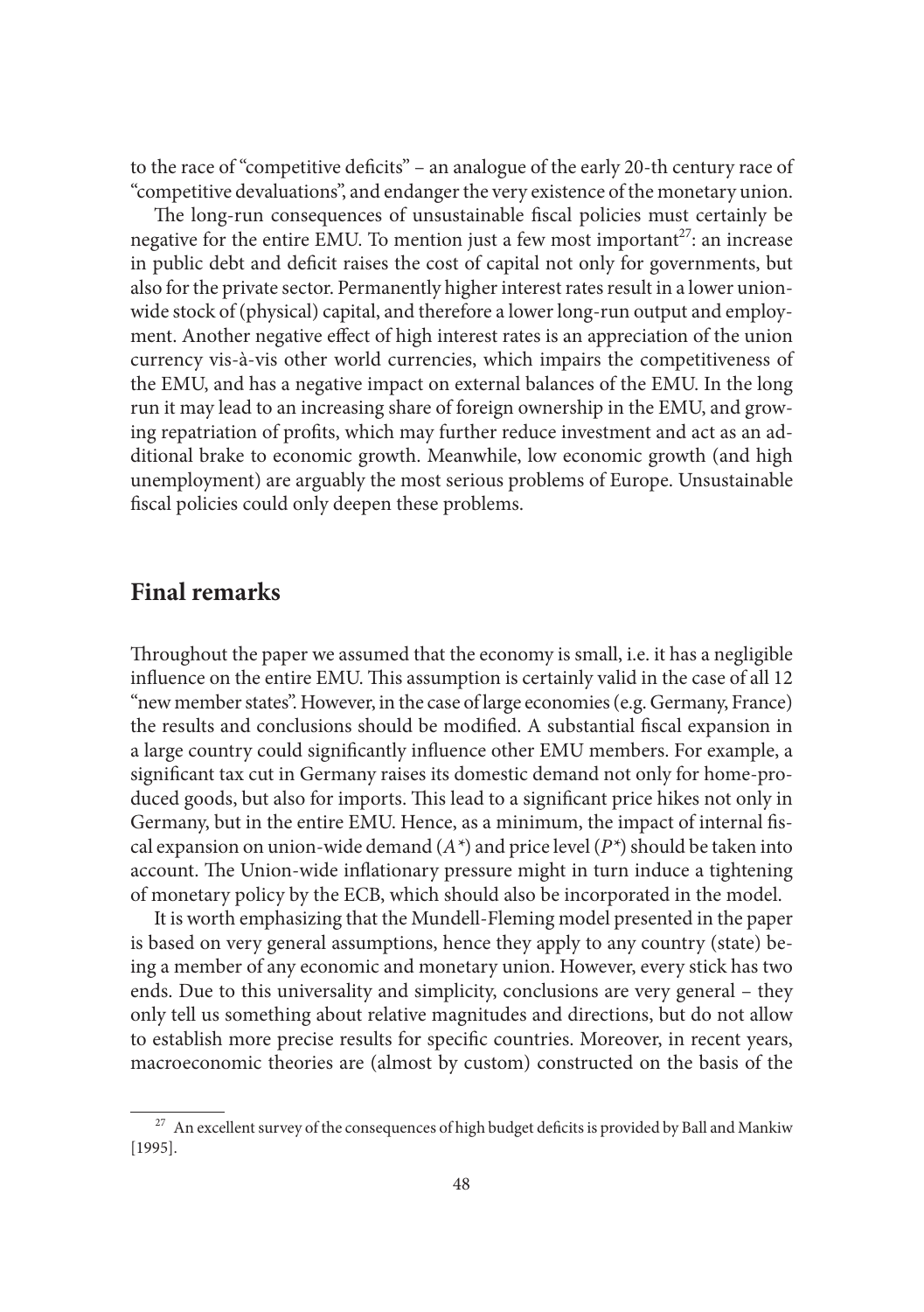to the race of "competitive deficits" – an analogue of the early 20-th century race of "competitive devaluations", and endanger the very existence of the monetary union.

The long-run consequences of unsustainable fiscal policies must certainly be negative for the entire EMU. To mention just a few most important[27]: an increase in public debt and deficit raises the cost of capital not only for governments, but also for the private sector. Permanently higher interest rates result in a lower union-wide stock of (physical) capital, and therefore a lower long-run output and employment. Another negative effect of high interest rates is an appreciation of the union currency vis-à-vis other world currencies, which impairs the competitiveness of the EMU, and has a negative impact on external balances of the EMU. In the long run it may lead to an increasing share of foreign ownership in the EMU, and growing repatriation of profits, which may further reduce investment and act as an additional brake to economic growth. Meanwhile, low economic growth (and high unemployment) are arguably the most serious problems of Europe. Unsustainable fiscal policies could only deepen these problems.

## Final remarks

Throughout the paper we assumed that the economy is small, i.e. it has a negligible influence on the entire EMU. This assumption is certainly valid in the case of all 12 "new member states". However, in the case of large economies (e.g. Germany, France) the results and conclusions should be modified. A substantial fiscal expansion in a large country could significantly influence other EMU members. For example, a significant tax cut in Germany raises its domestic demand not only for home-produced goods, but also for imports. This lead to a significant price hikes not only in Germany, but in the entire EMU. Hence, as a minimum, the impact of internal fiscal expansion on union-wide demand ($A^*$) and price level ($P^*$) should be taken into account. The Union-wide inflationary pressure might in turn induce a tightening of monetary policy by the ECB, which should also be incorporated in the model.

It is worth emphasizing that the Mundell-Fleming model presented in the paper is based on very general assumptions, hence they apply to any country (state) being a member of any economic and monetary union. However, every stick has two ends. Due to this universality and simplicity, conclusions are very general – they only tell us something about relative magnitudes and directions, but do not allow to establish more precise results for specific countries. Moreover, in recent years, macroeconomic theories are (almost by custom) constructed on the basis of the

---

[27] An excellent survey of the consequences of high budget deficits is provided by Ball and Mankiw [1995].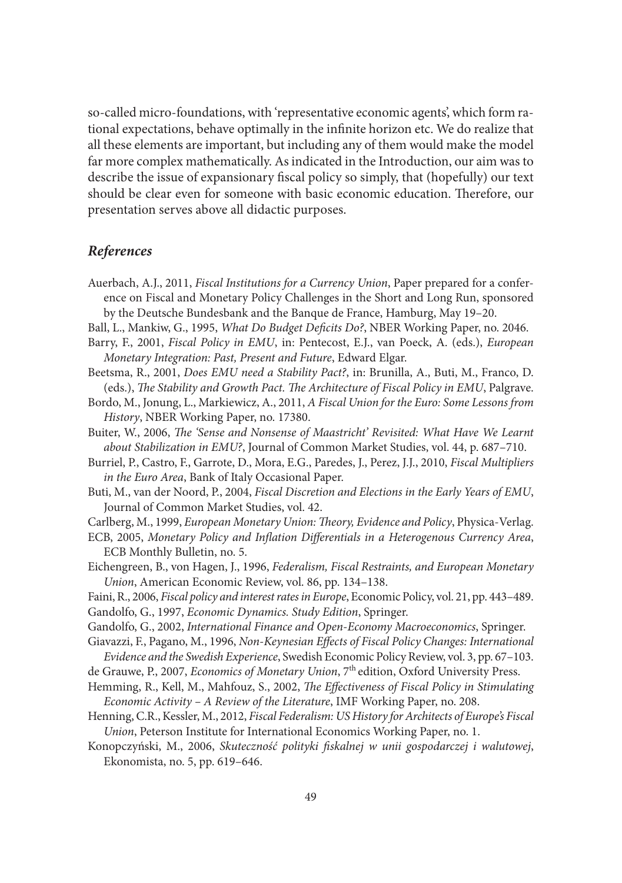so-called micro-foundations, with 'representative economic agents', which form rational expectations, behave optimally in the infinite horizon etc. We do realize that all these elements are important, but including any of them would make the model far more complex mathematically. As indicated in the Introduction, our aim was to describe the issue of expansionary fiscal policy so simply, that (hopefully) our text should be clear even for someone with basic economic education. Therefore, our presentation serves above all didactic purposes.

## *References*

Auerbach, A.J., 2011, *Fiscal Institutions for a Currency Union*, Paper prepared for a conference on Fiscal and Monetary Policy Challenges in the Short and Long Run, sponsored by the Deutsche Bundesbank and the Banque de France, Hamburg, May 19–20.

Ball, L., Mankiw, G., 1995, *What Do Budget Deficits Do?*, NBER Working Paper, no. 2046.

Barry, F., 2001, *Fiscal Policy in EMU*, in: Pentecost, E.J., van Poeck, A. (eds.), *European Monetary Integration: Past, Present and Future*, Edward Elgar.

Beetsma, R., 2001, *Does EMU need a Stability Pact?*, in: Brunilla, A., Buti, M., Franco, D. (eds.), *The Stability and Growth Pact. The Architecture of Fiscal Policy in EMU*, Palgrave.

Bordo, M., Jonung, L., Markiewicz, A., 2011, *A Fiscal Union for the Euro: Some Lessons from History*, NBER Working Paper, no. 17380.

Buiter, W., 2006, *The 'Sense and Nonsense of Maastricht' Revisited: What Have We Learnt about Stabilization in EMU?*, Journal of Common Market Studies, vol. 44, p. 687–710.

Burriel, P., Castro, F., Garrote, D., Mora, E.G., Paredes, J., Perez, J.J., 2010, *Fiscal Multipliers in the Euro Area*, Bank of Italy Occasional Paper.

Buti, M., van der Noord, P., 2004, *Fiscal Discretion and Elections in the Early Years of EMU*, Journal of Common Market Studies, vol. 42.

Carlberg, M., 1999, *European Monetary Union: Theory, Evidence and Policy*, Physica-Verlag.

ECB, 2005, *Monetary Policy and Inflation Differentials in a Heterogenous Currency Area*, ECB Monthly Bulletin, no. 5.

Eichengreen, B., von Hagen, J., 1996, *Federalism, Fiscal Restraints, and European Monetary Union*, American Economic Review, vol. 86, pp. 134–138.

Faini, R., 2006, *Fiscal policy and interest rates in Europe*, Economic Policy, vol. 21, pp. 443–489.

Gandolfo, G., 1997, *Economic Dynamics. Study Edition*, Springer.

Gandolfo, G., 2002, *International Finance and Open-Economy Macroeconomics*, Springer.

Giavazzi, F., Pagano, M., 1996, *Non-Keynesian Effects of Fiscal Policy Changes: International Evidence and the Swedish Experience*, Swedish Economic Policy Review, vol. 3, pp. 67–103.

de Grauwe, P., 2007, *Economics of Monetary Union*, 7th edition, Oxford University Press.

Hemming, R., Kell, M., Mahfouz, S., 2002, *The Effectiveness of Fiscal Policy in Stimulating Economic Activity – A Review of the Literature*, IMF Working Paper, no. 208.

Henning, C.R., Kessler, M., 2012, *Fiscal Federalism: US History for Architects of Europe's Fiscal Union*, Peterson Institute for International Economics Working Paper, no. 1.

Konopczyński, M., 2006, *Skuteczność polityki fiskalnej w unii gospodarczej i walutowej*, Ekonomista, no. 5, pp. 619–646.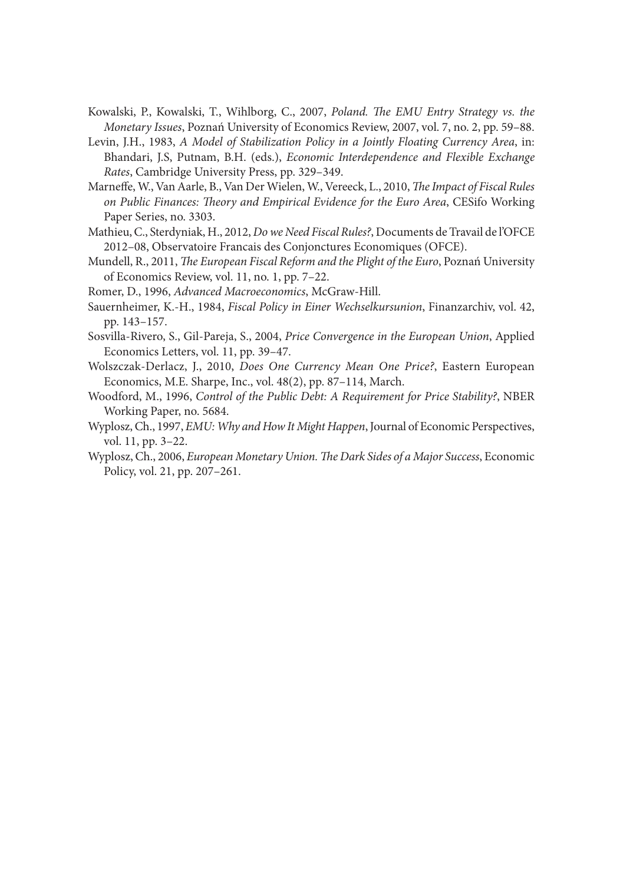Kowalski, P., Kowalski, T., Wihlborg, C., 2007, *Poland. The EMU Entry Strategy vs. the Monetary Issues*, Poznań University of Economics Review, 2007, vol. 7, no. 2, pp. 59–88.

Levin, J.H., 1983, *A Model of Stabilization Policy in a Jointly Floating Currency Area*, in: Bhandari, J.S, Putnam, B.H. (eds.), *Economic Interdependence and Flexible Exchange Rates*, Cambridge University Press, pp. 329–349.

Marneffe, W., Van Aarle, B., Van Der Wielen, W., Vereeck, L., 2010, *The Impact of Fiscal Rules on Public Finances: Theory and Empirical Evidence for the Euro Area*, CESifo Working Paper Series, no. 3303.

Mathieu, C., Sterdyniak, H., 2012, *Do we Need Fiscal Rules?*, Documents de Travail de l'OFCE 2012–08, Observatoire Francais des Conjonctures Economiques (OFCE).

Mundell, R., 2011, *The European Fiscal Reform and the Plight of the Euro*, Poznań University of Economics Review, vol. 11, no. 1, pp. 7–22.

Romer, D., 1996, *Advanced Macroeconomics*, McGraw-Hill.

Sauernheimer, K.-H., 1984, *Fiscal Policy in Einer Wechselkursunion*, Finanzarchiv, vol. 42, pp. 143–157.

Sosvilla-Rivero, S., Gil-Pareja, S., 2004, *Price Convergence in the European Union*, Applied Economics Letters, vol. 11, pp. 39–47.

Wolszczak-Derlacz, J., 2010, *Does One Currency Mean One Price?*, Eastern European Economics, M.E. Sharpe, Inc., vol. 48(2), pp. 87–114, March.

Woodford, M., 1996, *Control of the Public Debt: A Requirement for Price Stability?*, NBER Working Paper, no. 5684.

Wyplosz, Ch., 1997, *EMU: Why and How It Might Happen*, Journal of Economic Perspectives, vol. 11, pp. 3–22.

Wyplosz, Ch., 2006, *European Monetary Union. The Dark Sides of a Major Success*, Economic Policy, vol. 21, pp. 207–261.